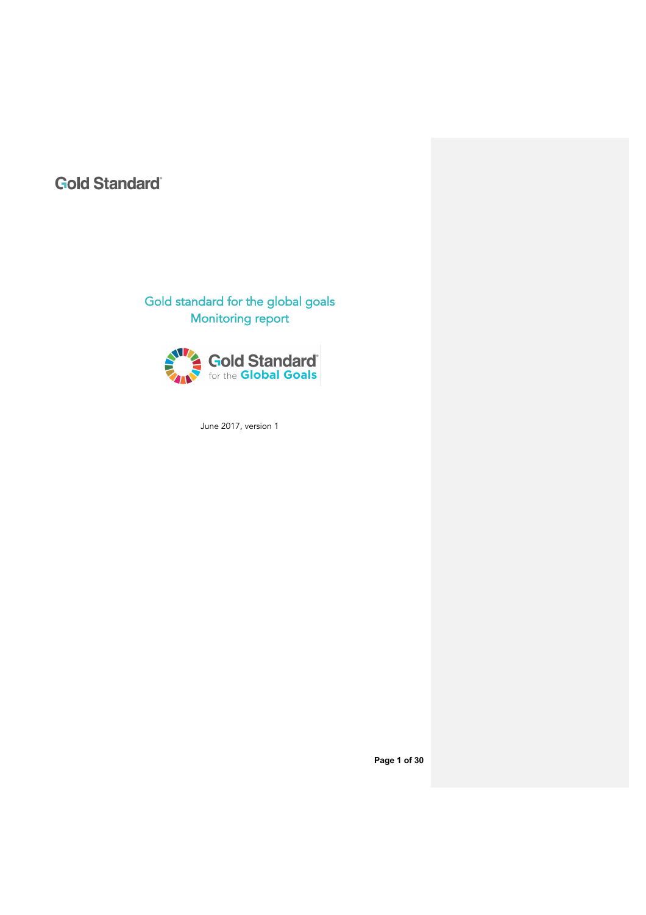Gold Standard

# Gold standard for the global goals
## Monitoring report

Gold Standard for the Global Goals

June 2017, version 1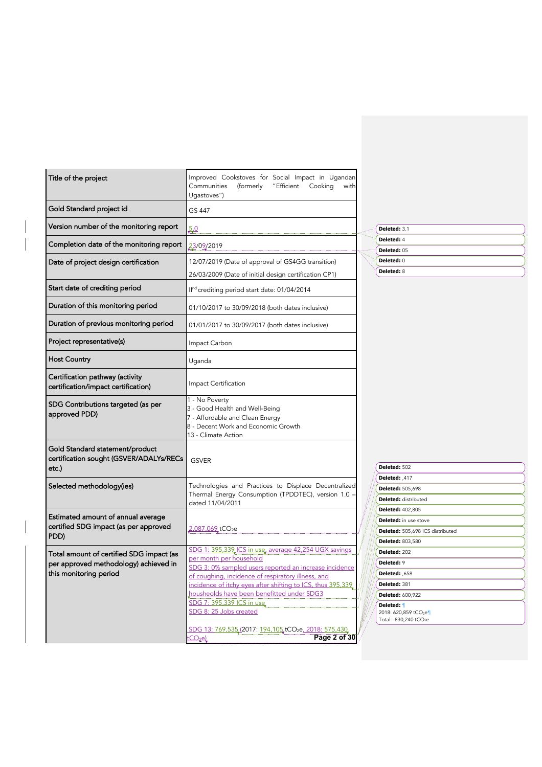| Title of the project | Improved Cookstoves for Social Impact in Ugandan Communities (formerly "Efficient Cooking with Ugastoves") |
|---|---|
| Gold Standard project id | GS 447 |
| Version number of the monitoring report | 5.0 |
| Completion date of the monitoring report | 23/09/2019 |
| Date of project design certification | 12/07/2019 (Date of approval of GS4GG transition)<br>26/03/2009 (Date of initial design certification CP1) |
| Start date of crediting period | II[nd] crediting period start date: 01/04/2014 |
| Duration of this monitoring period | 01/10/2017 to 30/09/2018 (both dates inclusive) |
| Duration of previous monitoring period | 01/01/2017 to 30/09/2017 (both dates inclusive) |
| Project representative(s) | Impact Carbon |
| Host Country | Uganda |
| Certification pathway (activity certification/impact certification) | Impact Certification |
| SDG Contributions targeted (as per approved PDD) | 1 - No Poverty<br>3 - Good Health and Well-Being<br>7 - Affordable and Clean Energy<br>8 - Decent Work and Economic Growth<br>13 - Climate Action |
| Gold Standard statement/product certification sought (GSVER/ADALYs/RECs etc.) | GSVER |
| Selected methodology(ies) | Technologies and Practices to Displace Decentralized Thermal Energy Consumption (TPDDTEC), version 1.0 – dated 11/04/2011 |
| Estimated amount of annual average certified SDG impact (as per approved PDD) | 2,087,069 $tCO_2e$ |
| Total amount of certified SDG impact (as per approved methodology) achieved in this monitoring period | SDG 1: 395,339 ICS in use, average 42,254 UGX savings per month per household<br>SDG 3: 0% sampled users reported an increase incidence of coughing, incidence of respiratory illness, and incidence of itchy eyes after shifting to ICS, thus 395,339 housholds have been benefitted under SDG3<br>SDG 7: 395,339 ICS in use<br>SDG 8: 25 Jobs created<br><br>SDG 13: 769,535 (2017: 194,105 $tCO_2e$, 2018: 575,430 $tCO_2e$) |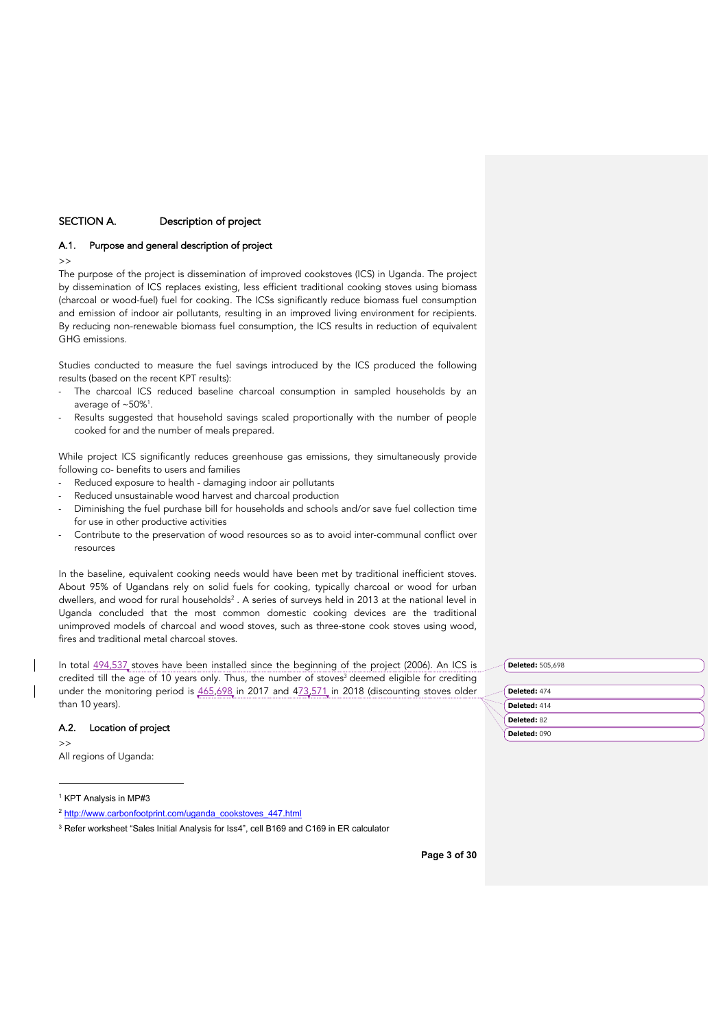## SECTION A. Description of project

### A.1. Purpose and general description of project

>>

The purpose of the project is dissemination of improved cookstoves (ICS) in Uganda. The project by dissemination of ICS replaces existing, less efficient traditional cooking stoves using biomass (charcoal or wood-fuel) fuel for cooking. The ICSs significantly reduce biomass fuel consumption and emission of indoor air pollutants, resulting in an improved living environment for recipients. By reducing non-renewable biomass fuel consumption, the ICS results in reduction of equivalent GHG emissions.

Studies conducted to measure the fuel savings introduced by the ICS produced the following results (based on the recent KPT results):

- The charcoal ICS reduced baseline charcoal consumption in sampled households by an average of ~50%[1].
- Results suggested that household savings scaled proportionally with the number of people cooked for and the number of meals prepared.

While project ICS significantly reduces greenhouse gas emissions, they simultaneously provide following co- benefits to users and families

- Reduced exposure to health - damaging indoor air pollutants
- Reduced unsustainable wood harvest and charcoal production
- Diminishing the fuel purchase bill for households and schools and/or save fuel collection time for use in other productive activities
- Contribute to the preservation of wood resources so as to avoid inter-communal conflict over resources

In the baseline, equivalent cooking needs would have been met by traditional inefficient stoves. About 95% of Ugandans rely on solid fuels for cooking, typically charcoal or wood for urban dwellers, and wood for rural households[2]. A series of surveys held in 2013 at the national level in Uganda concluded that the most common domestic cooking devices are the traditional unimproved models of charcoal and wood stoves, such as three-stone cook stoves using wood, fires and traditional metal charcoal stoves.

In total 494,537 stoves have been installed since the beginning of the project (2006). An ICS is credited till the age of 10 years only. Thus, the number of stoves[3] deemed eligible for crediting under the monitoring period is 465,698 in 2017 and 473,571 in 2018 (discounting stoves older than 10 years).

Deleted: 505,698

Deleted: 474

Deleted: 414

Deleted: 82

Deleted: 090

### A.2. Location of project

>>

All regions of Uganda:

---

[1] KPT Analysis in MP#3

[2] http://www.carbonfootprint.com/uganda_cookstoves_447.html

[3] Refer worksheet "Sales Initial Analysis for Iss4", cell B169 and C169 in ER calculator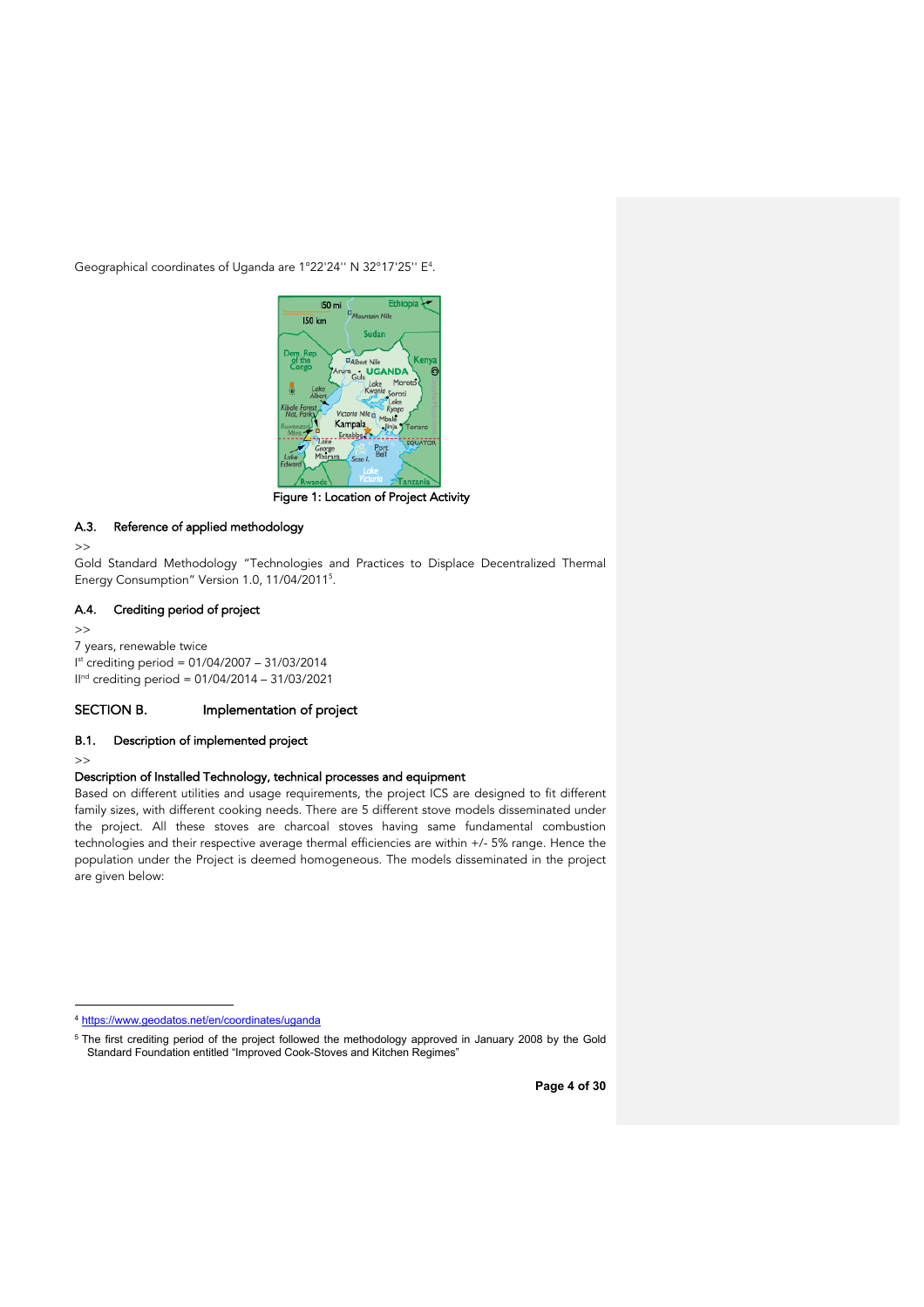Geographical coordinates of Uganda are 1°22'24'' N 32°17'25'' E[4].

Figure 1: Location of Project Activity

### A.3. Reference of applied methodology

>>

Gold Standard Methodology "Technologies and Practices to Displace Decentralized Thermal Energy Consumption" Version 1.0, 11/04/2011[5].

### A.4. Crediting period of project

>>

7 years, renewable twice

I[st] crediting period = 01/04/2007 – 31/03/2014

II[nd] crediting period = 01/04/2014 – 31/03/2021

## SECTION B. Implementation of project

### B.1. Description of implemented project

>>

**Description of Installed Technology, technical processes and equipment**

Based on different utilities and usage requirements, the project ICS are designed to fit different family sizes, with different cooking needs. There are 5 different stove models disseminated under the project. All these stoves are charcoal stoves having same fundamental combustion technologies and their respective average thermal efficiencies are within +/- 5% range. Hence the population under the Project is deemed homogeneous. The models disseminated in the project are given below:

---

[4] https://www.geodatos.net/en/coordinates/uganda

[5] The first crediting period of the project followed the methodology approved in January 2008 by the Gold Standard Foundation entitled "Improved Cook-Stoves and Kitchen Regimes"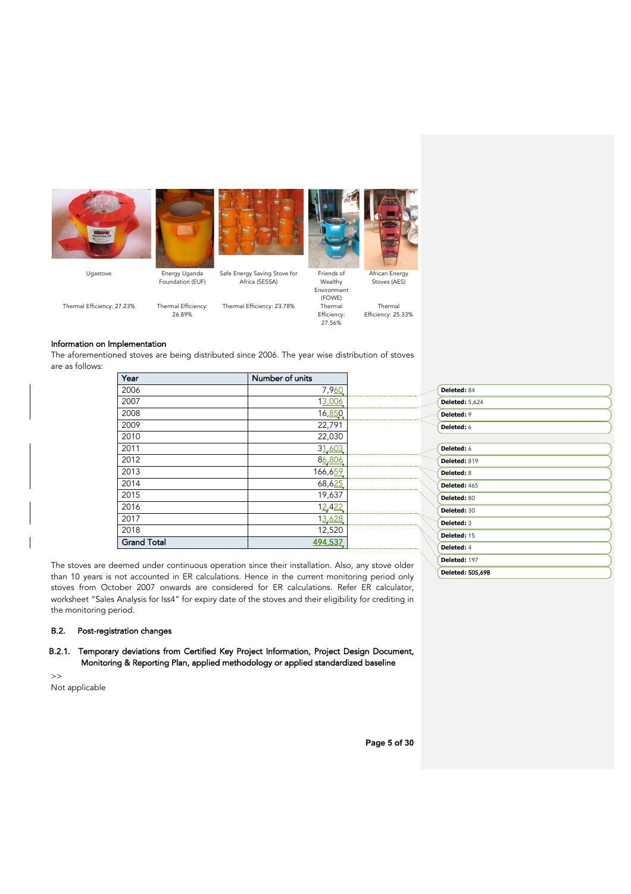| Ugastove | Energy Uganda Foundation (EUF) | Safe Energy Saving Stove for Africa (SESSA) | Friends of Wealthy Environment (FOWE) | African Energy Stoves (AES) |
|---|---|---|---|---|
| Thermal Efficiency: 27.23% | Thermal Efficiency: 26.89% | Thermal Efficiency: 23.78% | Thermal Efficiency: 27.56% | Thermal Efficiency: 25.33% |

**Information on Implementation**

The aforementioned stoves are being distributed since 2006. The year wise distribution of stoves are as follows:

| Year | Number of units |
|---|---|
| 2006 | 7,960 |
| 2007 | 13,006 |
| 2008 | 16,850 |
| 2009 | 22,791 |
| 2010 | 22,030 |
| 2011 | 31,603 |
| 2012 | 86,806 |
| 2013 | 166,659 |
| 2014 | 68,625 |
| 2015 | 19,637 |
| 2016 | 12,422 |
| 2017 | 13,628 |
| 2018 | 12,520 |
| **Grand Total** | **494,537** |

Deleted: 84
Deleted: 5,624
Deleted: 9
Deleted: 6
Deleted: 6
Deleted: 819
Deleted: 8
Deleted: 465
Deleted: 80
Deleted: 30
Deleted: 3
Deleted: 15
Deleted: 4
Deleted: 197
Deleted: 505,698

The stoves are deemed under continuous operation since their installation. Also, any stove older than 10 years is not accounted in ER calculations. Hence in the current monitoring period only stoves from October 2007 onwards are considered for ER calculations. Refer ER calculator, worksheet "Sales Analysis for Iss4" for expiry date of the stoves and their eligibility for crediting in the monitoring period.

## B.2. Post-registration changes

### B.2.1. Temporary deviations from Certified Key Project Information, Project Design Document, Monitoring & Reporting Plan, applied methodology or applied standardized baseline

>>

Not applicable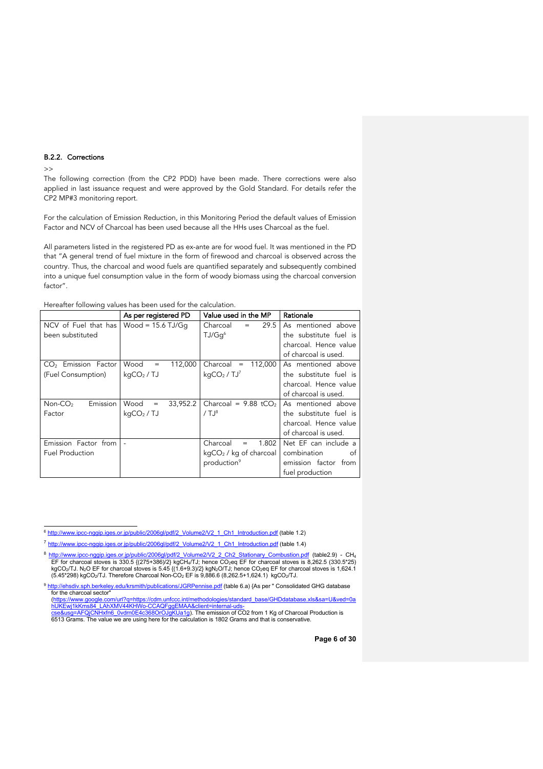### B.2.2. Corrections

>>

The following correction (from the CP2 PDD) have been made. There corrections were also applied in last issuance request and were approved by the Gold Standard. For details refer the CP2 MP#3 monitoring report.

For the calculation of Emission Reduction, in this Monitoring Period the default values of Emission Factor and NCV of Charcoal has been used because all the HHs uses Charcoal as the fuel.

All parameters listed in the registered PD as ex-ante are for wood fuel. It was mentioned in the PD that "A general trend of fuel mixture in the form of firewood and charcoal is observed across the country. Thus, the charcoal and wood fuels are quantified separately and subsequently combined into a unique fuel consumption value in the form of woody biomass using the charcoal conversion factor".

Hereafter following values has been used for the calculation.

| | As per registered PD | Value used in the MP | Rationale |
|---|---|---|---|
| NCV of Fuel that has been substituted | Wood = 15.6 TJ/Gg | Charcoal = 29.5 TJ/Gg[6] | As mentioned above the substitute fuel is charcoal. Hence value of charcoal is used. |
| $CO_2$ Emission Factor (Fuel Consumption) | Wood = 112,000 $kgCO_2$ / TJ | Charcoal = 112,000 $kgCO_2$ / TJ[7] | As mentioned above the substitute fuel is charcoal. Hence value of charcoal is used. |
| Non-$CO_2$ Emission Factor | Wood = 33,952.2 $kgCO_2$ / TJ | Charcoal = 9.88 $tCO_2$ / TJ[8] | As mentioned above the substitute fuel is charcoal. Hence value of charcoal is used. |
| Emission Factor from Fuel Production | - | Charcoal = 1.802 $kgCO_2$ / kg of charcoal production[9] | Net EF can include a combination of emission factor from fuel production |

[6] http://www.ipcc-nggip.iges.or.jp/public/2006gl/pdf/2_Volume2/V2_1_Ch1_Introduction.pdf (table 1.2)

[7] http://www.ipcc-nggip.iges.or.jp/public/2006gl/pdf/2_Volume2/V2_1_Ch1_Introduction.pdf (table 1.4)

[8] http://www.ipcc-nggip.iges.or.jp/public/2006gl/pdf/2_Volume2/V2_2_Ch2_Stationary_Combustion.pdf (table2.9) - $CH_4$ EF for charcoal stoves is 330.5 {(275+386)/2} $kgCH_4$/TJ; hence $CO_2$eq EF for charcoal stoves is 8,262.5 (330.5*25) $kgCO_2$/TJ. $N_2O$ EF for charcoal stoves is 5.45 {(1.6+9.3)/2} $kgN_2O$/TJ; hence $CO_2$eq EF for charcoal stoves is 1,624.1 (5.45*298) $kgCO_2$/TJ. Therefore Charcoal Non-$CO_2$ EF is 9,886.6 (8,262.5+1,624.1) $kgCO_2$/TJ.

[9] http://ehsdiv.sph.berkeley.edu/krsmith/publications/JGRPennise.pdf (table 6.a) {As per " Consolidated GHG database for the charcoal sector" (https://www.google.com/url?q=https://cdm.unfccc.int/methodologies/standard_base/GHDdatabase.xls&sa=U&ved=0ahUKEwj1kKms84_LAhXMV44KHWo-CCAQFggEMAA&client=internal-uds-cse&usg=AFQjCNHxfn6_0vdm0E4c368OrOJgKUa1g). The emission of CO2 from 1 Kg of Charcoal Production is 6513 Grams. The value we are using here for the calculation is 1802 Grams and that is conservative.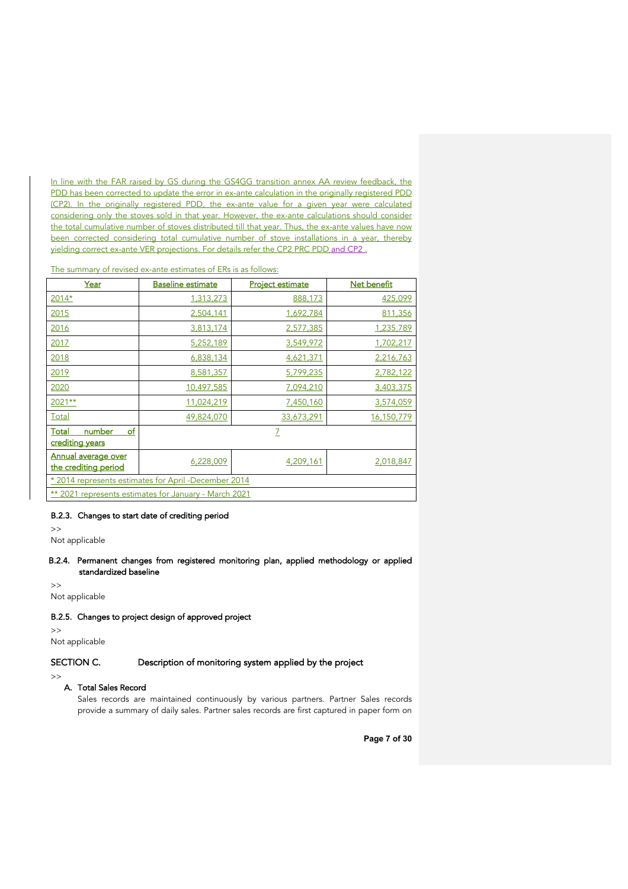In line with the FAR raised by GS during the GS4GG transition annex AA review feedback, the PDD has been corrected to update the error in ex-ante calculation in the originally registered PDD (CP2). In the originally registered PDD, the ex-ante value for a given year were calculated considering only the stoves sold in that year. However, the ex-ante calculations should consider the total cumulative number of stoves distributed till that year. Thus, the ex-ante values have now been corrected considering total cumulative number of stove installations in a year, thereby yielding correct ex-ante VER projections. For details refer the CP2 PRC PDD and CP2 .

The summary of revised ex-ante estimates of ERs is as follows:

| Year | Baseline estimate | Project estimate | Net benefit |
|---|---|---|---|
| 2014* | 1,313,273 | 888,173 | 425,099 |
| 2015 | 2,504,141 | 1,692,784 | 811,356 |
| 2016 | 3,813,174 | 2,577,385 | 1,235,789 |
| 2017 | 5,252,189 | 3,549,972 | 1,702,217 |
| 2018 | 6,838,134 | 4,621,371 | 2,216,763 |
| 2019 | 8,581,357 | 5,799,235 | 2,782,122 |
| 2020 | 10,497,585 | 7,094,210 | 3,403,375 |
| 2021** | 11,024,219 | 7,450,160 | 3,574,059 |
| Total | 49,824,070 | 33,673,291 | 16,150,779 |
| **Total number of crediting years** | 7 | | |
| **Annual average over the crediting period** | 6,228,009 | 4,209,161 | 2,018,847 |
| * 2014 represents estimates for April -December 2014 | | | |
| ** 2021 represents estimates for January - March 2021 | | | |

### B.2.3. Changes to start date of crediting period

>>

Not applicable

### B.2.4. Permanent changes from registered monitoring plan, applied methodology or applied standardized baseline

>>

Not applicable

### B.2.5. Changes to project design of approved project

>>

Not applicable

## SECTION C. Description of monitoring system applied by the project

>>

**A. Total Sales Record**

Sales records are maintained continuously by various partners. Partner Sales records provide a summary of daily sales. Partner sales records are first captured in paper form on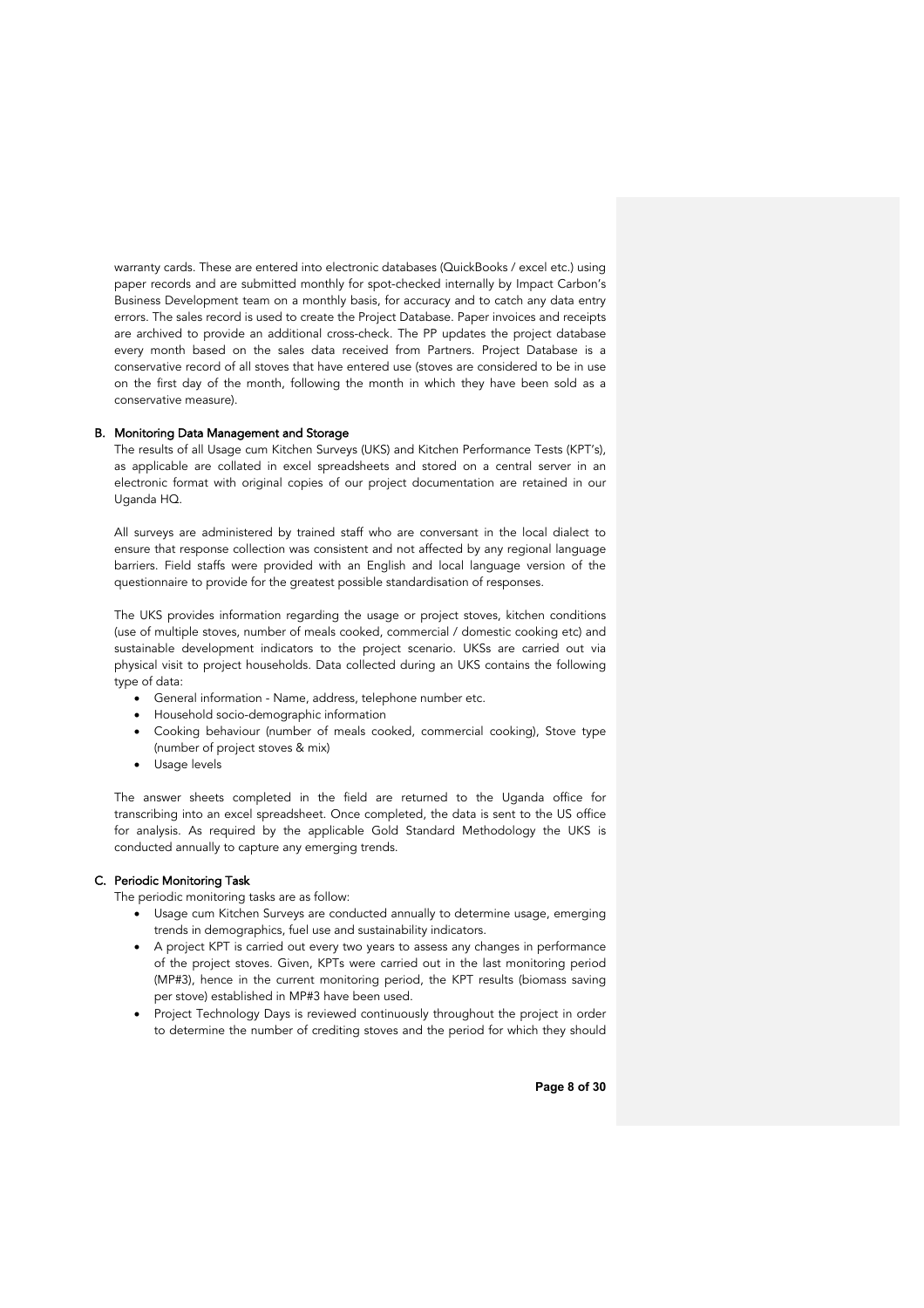warranty cards. These are entered into electronic databases (QuickBooks / excel etc.) using paper records and are submitted monthly for spot-checked internally by Impact Carbon's Business Development team on a monthly basis, for accuracy and to catch any data entry errors. The sales record is used to create the Project Database. Paper invoices and receipts are archived to provide an additional cross-check. The PP updates the project database every month based on the sales data received from Partners. Project Database is a conservative record of all stoves that have entered use (stoves are considered to be in use on the first day of the month, following the month in which they have been sold as a conservative measure).

### B. Monitoring Data Management and Storage

The results of all Usage cum Kitchen Surveys (UKS) and Kitchen Performance Tests (KPT's), as applicable are collated in excel spreadsheets and stored on a central server in an electronic format with original copies of our project documentation are retained in our Uganda HQ.

All surveys are administered by trained staff who are conversant in the local dialect to ensure that response collection was consistent and not affected by any regional language barriers. Field staffs were provided with an English and local language version of the questionnaire to provide for the greatest possible standardisation of responses.

The UKS provides information regarding the usage or project stoves, kitchen conditions (use of multiple stoves, number of meals cooked, commercial / domestic cooking etc) and sustainable development indicators to the project scenario. UKSs are carried out via physical visit to project households. Data collected during an UKS contains the following type of data:

- General information - Name, address, telephone number etc.
- Household socio-demographic information
- Cooking behaviour (number of meals cooked, commercial cooking), Stove type (number of project stoves & mix)
- Usage levels

The answer sheets completed in the field are returned to the Uganda office for transcribing into an excel spreadsheet. Once completed, the data is sent to the US office for analysis. As required by the applicable Gold Standard Methodology the UKS is conducted annually to capture any emerging trends.

### C. Periodic Monitoring Task

The periodic monitoring tasks are as follow:

- Usage cum Kitchen Surveys are conducted annually to determine usage, emerging trends in demographics, fuel use and sustainability indicators.
- A project KPT is carried out every two years to assess any changes in performance of the project stoves. Given, KPTs were carried out in the last monitoring period (MP#3), hence in the current monitoring period, the KPT results (biomass saving per stove) established in MP#3 have been used.
- Project Technology Days is reviewed continuously throughout the project in order to determine the number of crediting stoves and the period for which they should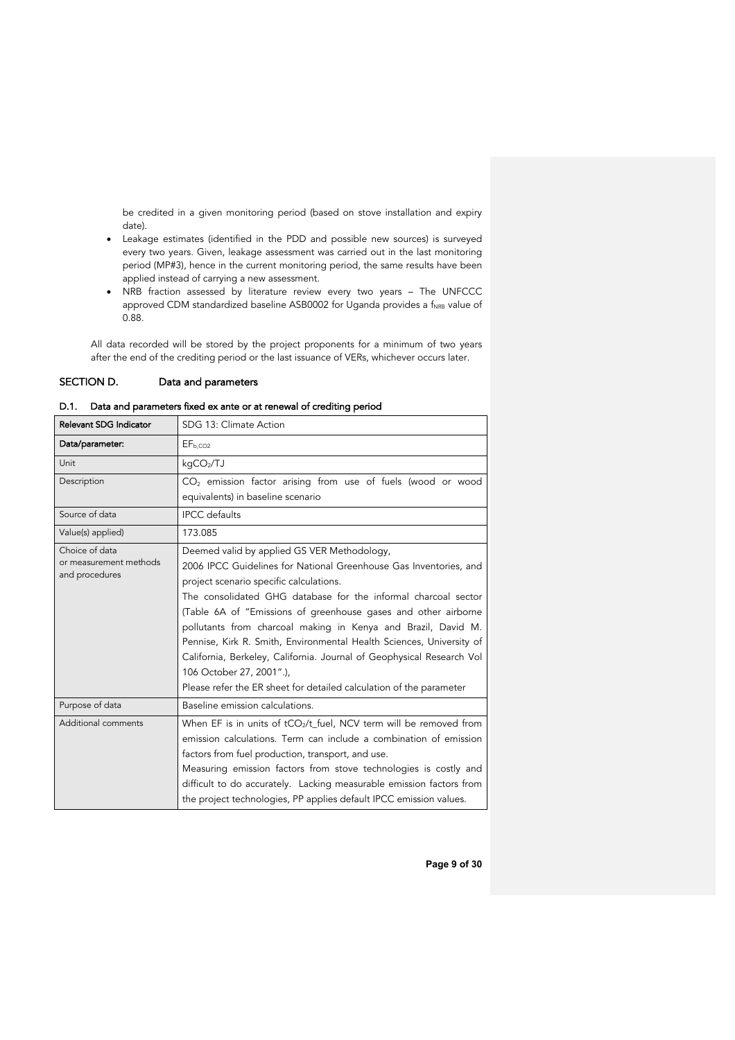be credited in a given monitoring period (based on stove installation and expiry date).

- Leakage estimates (identified in the PDD and possible new sources) is surveyed every two years. Given, leakage assessment was carried out in the last monitoring period (MP#3), hence in the current monitoring period, the same results have been applied instead of carrying a new assessment.
- NRB fraction assessed by literature review every two years – The UNFCCC approved CDM standardized baseline ASB0002 for Uganda provides a $f_{NRB}$ value of 0.88.

All data recorded will be stored by the project proponents for a minimum of two years after the end of the crediting period or the last issuance of VERs, whichever occurs later.

## SECTION D. Data and parameters

### D.1. Data and parameters fixed ex ante or at renewal of crediting period

| **Relevant SDG Indicator** | SDG 13: Climate Action |
|---|---|
| **Data/parameter:** | $EF_{b,CO2}$ |
| Unit | $kgCO_2/TJ$ |
| Description | $CO_2$ emission factor arising from use of fuels (wood or wood equivalents) in baseline scenario |
| Source of data | IPCC defaults |
| Value(s) applied) | 173.085 |
| Choice of data or measurement methods and procedures | Deemed valid by applied GS VER Methodology,<br>2006 IPCC Guidelines for National Greenhouse Gas Inventories, and project scenario specific calculations.<br>The consolidated GHG database for the informal charcoal sector (Table 6A of "Emissions of greenhouse gases and other airborne pollutants from charcoal making in Kenya and Brazil, David M. Pennise, Kirk R. Smith, Environmental Health Sciences, University of California, Berkeley, California. Journal of Geophysical Research Vol 106 October 27, 2001".),<br>Please refer the ER sheet for detailed calculation of the parameter |
| Purpose of data | Baseline emission calculations. |
| Additional comments | When EF is in units of $tCO_2/t\_fuel$, NCV term will be removed from emission calculations. Term can include a combination of emission factors from fuel production, transport, and use.<br>Measuring emission factors from stove technologies is costly and difficult to do accurately. Lacking measurable emission factors from the project technologies, PP applies default IPCC emission values. |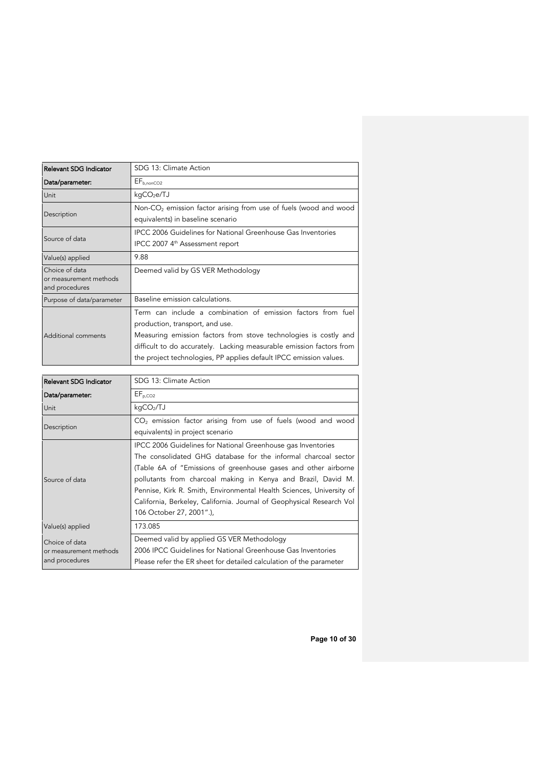| Relevant SDG Indicator | SDG 13: Climate Action |
|---|---|
| Data/parameter: | $EF_{b,nonCO2}$ |
| Unit | $kgCO_2e/TJ$ |
| Description | Non-$CO_2$ emission factor arising from use of fuels (wood and wood equivalents) in baseline scenario |
| Source of data | IPCC 2006 Guidelines for National Greenhouse Gas Inventories<br>IPCC 2007 4th Assessment report |
| Value(s) applied | 9.88 |
| Choice of data or measurement methods and procedures | Deemed valid by GS VER Methodology |
| Purpose of data/parameter | Baseline emission calculations. |
| Additional comments | Term can include a combination of emission factors from fuel production, transport, and use.<br>Measuring emission factors from stove technologies is costly and difficult to do accurately. Lacking measurable emission factors from the project technologies, PP applies default IPCC emission values. |

| Relevant SDG Indicator | SDG 13: Climate Action |
|---|---|
| Data/parameter: | $EF_{p,CO2}$ |
| Unit | $kgCO_2/TJ$ |
| Description | $CO_2$ emission factor arising from use of fuels (wood and wood equivalents) in project scenario |
| Source of data | IPCC 2006 Guidelines for National Greenhouse gas Inventories<br>The consolidated GHG database for the informal charcoal sector (Table 6A of "Emissions of greenhouse gases and other airborne pollutants from charcoal making in Kenya and Brazil, David M. Pennise, Kirk R. Smith, Environmental Health Sciences, University of California, Berkeley, California. Journal of Geophysical Research Vol 106 October 27, 2001".), |
| Value(s) applied | 173.085 |
| Choice of data or measurement methods and procedures | Deemed valid by applied GS VER Methodology<br>2006 IPCC Guidelines for National Greenhouse Gas Inventories<br>Please refer the ER sheet for detailed calculation of the parameter |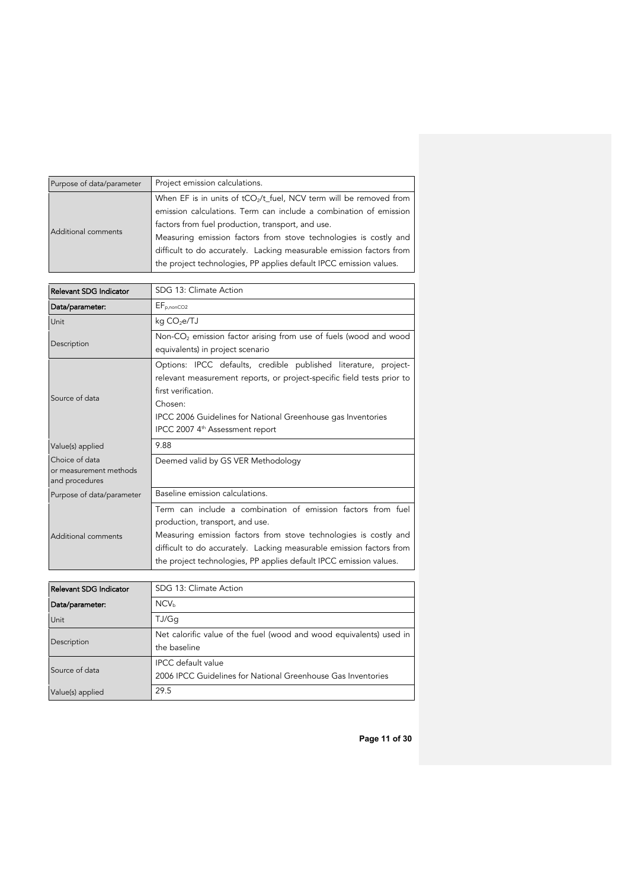| | |
|---|---|
| Purpose of data/parameter | Project emission calculations. |
| Additional comments | When EF is in units of $tCO_2$/t_fuel, NCV term will be removed from emission calculations. Term can include a combination of emission factors from fuel production, transport, and use.<br>Measuring emission factors from stove technologies is costly and difficult to do accurately. Lacking measurable emission factors from the project technologies, PP applies default IPCC emission values. |

| Relevant SDG Indicator | SDG 13: Climate Action |
|---|---|
| Data/parameter: | $EF_{p,nonCO2}$ |
| Unit | kg $CO_2$e/TJ |
| Description | Non-$CO_2$ emission factor arising from use of fuels (wood and wood equivalents) in project scenario |
| Source of data | Options: IPCC defaults, credible published literature, project-relevant measurement reports, or project-specific field tests prior to first verification.<br>Chosen:<br>IPCC 2006 Guidelines for National Greenhouse gas Inventories<br>IPCC 2007 4th Assessment report |
| Value(s) applied | 9.88 |
| Choice of data or measurement methods and procedures | Deemed valid by GS VER Methodology |
| Purpose of data/parameter | Baseline emission calculations. |
| Additional comments | Term can include a combination of emission factors from fuel production, transport, and use.<br>Measuring emission factors from stove technologies is costly and difficult to do accurately. Lacking measurable emission factors from the project technologies, PP applies default IPCC emission values. |

| Relevant SDG Indicator | SDG 13: Climate Action |
|---|---|
| Data/parameter: | $NCV_b$ |
| Unit | TJ/Gg |
| Description | Net calorific value of the fuel (wood and wood equivalents) used in the baseline |
| Source of data | IPCC default value<br>2006 IPCC Guidelines for National Greenhouse Gas Inventories |
| Value(s) applied | 29.5 |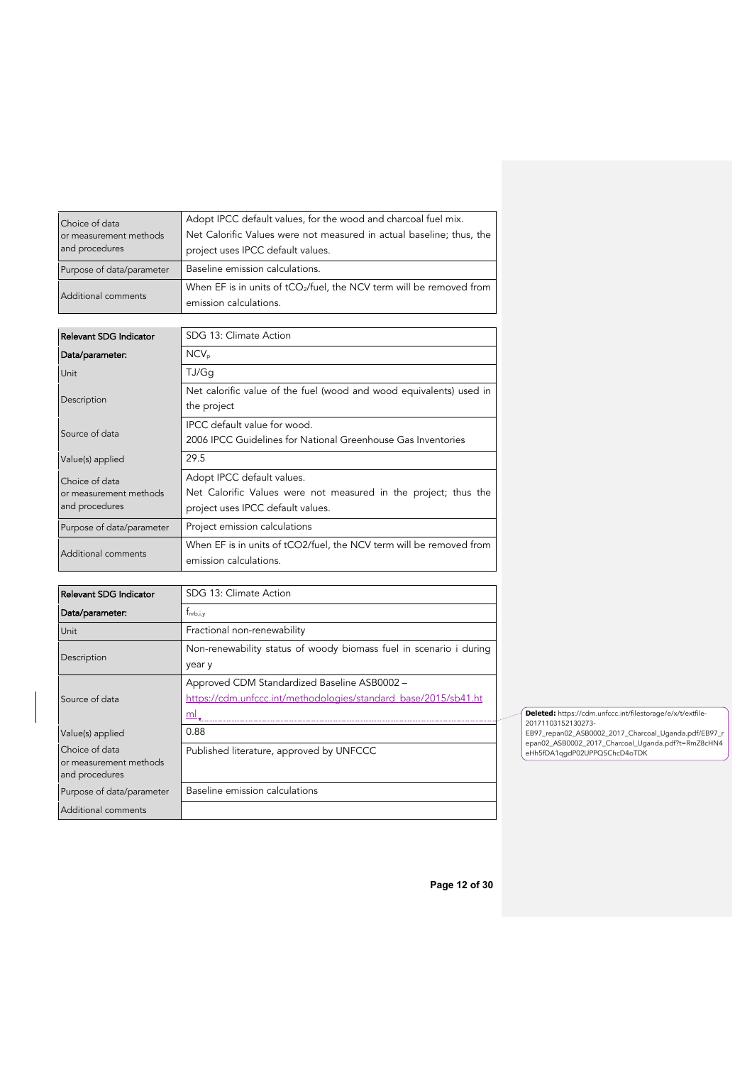| | |
|---|---|
| Choice of data or measurement methods and procedures | Adopt IPCC default values, for the wood and charcoal fuel mix. Net Calorific Values were not measured in actual baseline; thus, the project uses IPCC default values. |
| Purpose of data/parameter | Baseline emission calculations. |
| Additional comments | When EF is in units of $tCO_2$/fuel, the NCV term will be removed from emission calculations. |

| **Relevant SDG Indicator** | SDG 13: Climate Action |
|---|---|
| **Data/parameter:** | $NCV_p$ |
| Unit | TJ/Gg |
| Description | Net calorific value of the fuel (wood and wood equivalents) used in the project |
| Source of data | IPCC default value for wood. 2006 IPCC Guidelines for National Greenhouse Gas Inventories |
| Value(s) applied | 29.5 |
| Choice of data or measurement methods and procedures | Adopt IPCC default values. Net Calorific Values were not measured in the project; thus the project uses IPCC default values. |
| Purpose of data/parameter | Project emission calculations |
| Additional comments | When EF is in units of tCO2/fuel, the NCV term will be removed from emission calculations. |

| **Relevant SDG Indicator** | SDG 13: Climate Action |
|---|---|
| **Data/parameter:** | $f_{nrb,i,y}$ |
| Unit | Fractional non-renewability |
| Description | Non-renewability status of woody biomass fuel in scenario i during year y |
| Source of data | Approved CDM Standardized Baseline ASB0002 – https://cdm.unfccc.int/methodologies/standard_base/2015/sb41.html |
| Value(s) applied | 0.88 |
| Choice of data or measurement methods and procedures | Published literature, approved by UNFCCC |
| Purpose of data/parameter | Baseline emission calculations |
| Additional comments | |

**Deleted:** https://cdm.unfccc.int/filestorage/e/x/t/extfile-20171103152130273-EB97_repan02_ASB0002_2017_Charcoal_Uganda.pdf/EB97_repan02_ASB0002_2017_Charcoal_Uganda.pdf?t=RmZ8cHN4eHh5fDA1qgdP02UPPQSChcD4oTDK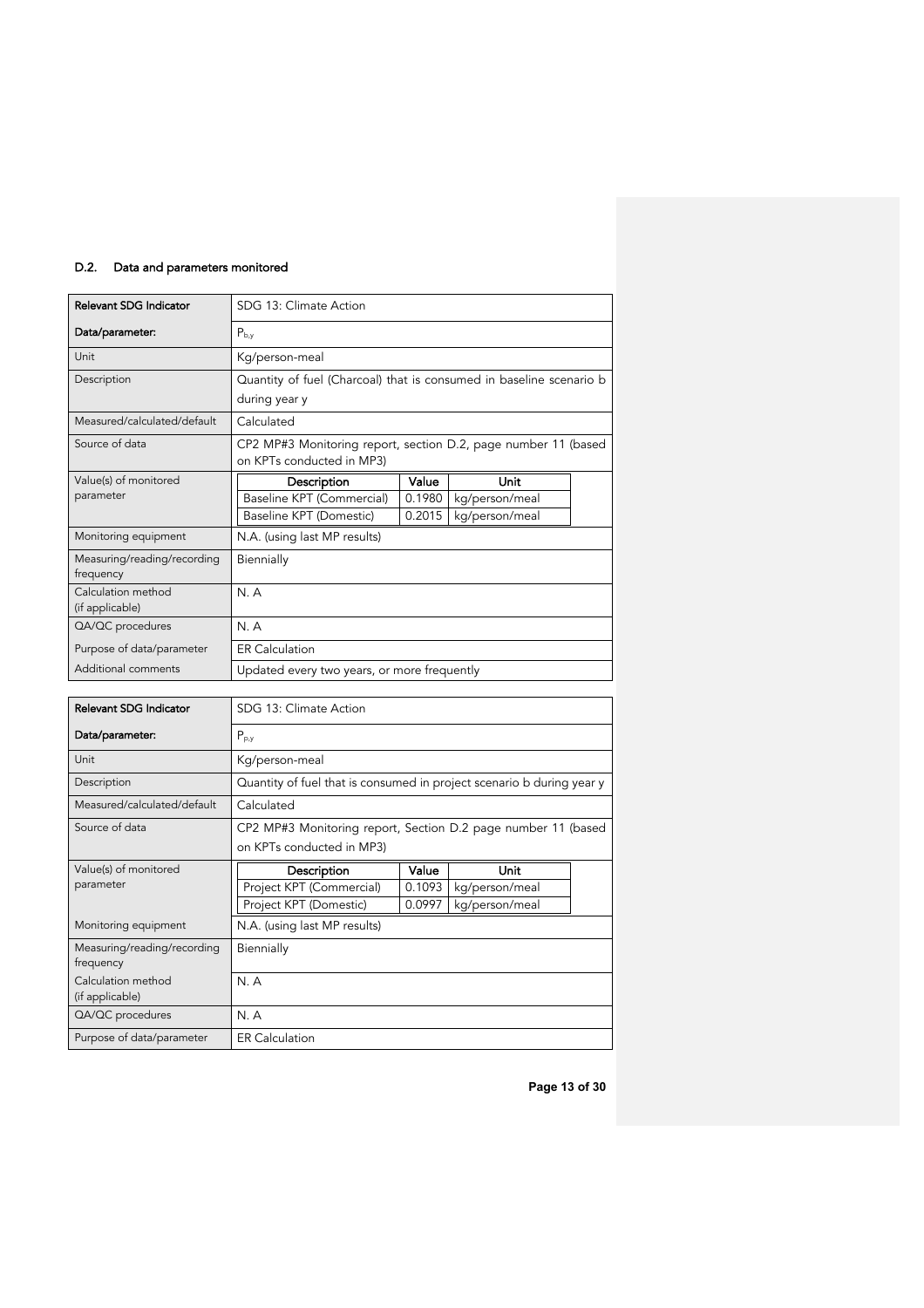### D.2. Data and parameters monitored

| **Relevant SDG Indicator** | SDG 13: Climate Action |
|---|---|
| **Data/parameter:** | $P_{b,y}$ |
| Unit | Kg/person-meal |
| Description | Quantity of fuel (Charcoal) that is consumed in baseline scenario b during year y |
| Measured/calculated/default | Calculated |
| Source of data | CP2 MP#3 Monitoring report, section D.2, page number 11 (based on KPTs conducted in MP3) |
| Value(s) of monitored parameter | **Description** / **Value** / **Unit**<br>Baseline KPT (Commercial) / 0.1980 / kg/person/meal<br>Baseline KPT (Domestic) / 0.2015 / kg/person/meal |
| Monitoring equipment | N.A. (using last MP results) |
| Measuring/reading/recording frequency | Biennially |
| Calculation method (if applicable) | N. A |
| QA/QC procedures | N. A |
| Purpose of data/parameter | ER Calculation |
| Additional comments | Updated every two years, or more frequently |

| **Relevant SDG Indicator** | SDG 13: Climate Action |
|---|---|
| **Data/parameter:** | $P_{p,y}$ |
| Unit | Kg/person-meal |
| Description | Quantity of fuel that is consumed in project scenario b during year y |
| Measured/calculated/default | Calculated |
| Source of data | CP2 MP#3 Monitoring report, Section D.2 page number 11 (based on KPTs conducted in MP3) |
| Value(s) of monitored parameter | **Description** / **Value** / **Unit**<br>Project KPT (Commercial) / 0.1093 / kg/person/meal<br>Project KPT (Domestic) / 0.0997 / kg/person/meal |
| Monitoring equipment | N.A. (using last MP results) |
| Measuring/reading/recording frequency | Biennially |
| Calculation method (if applicable) | N. A |
| QA/QC procedures | N. A |
| Purpose of data/parameter | ER Calculation |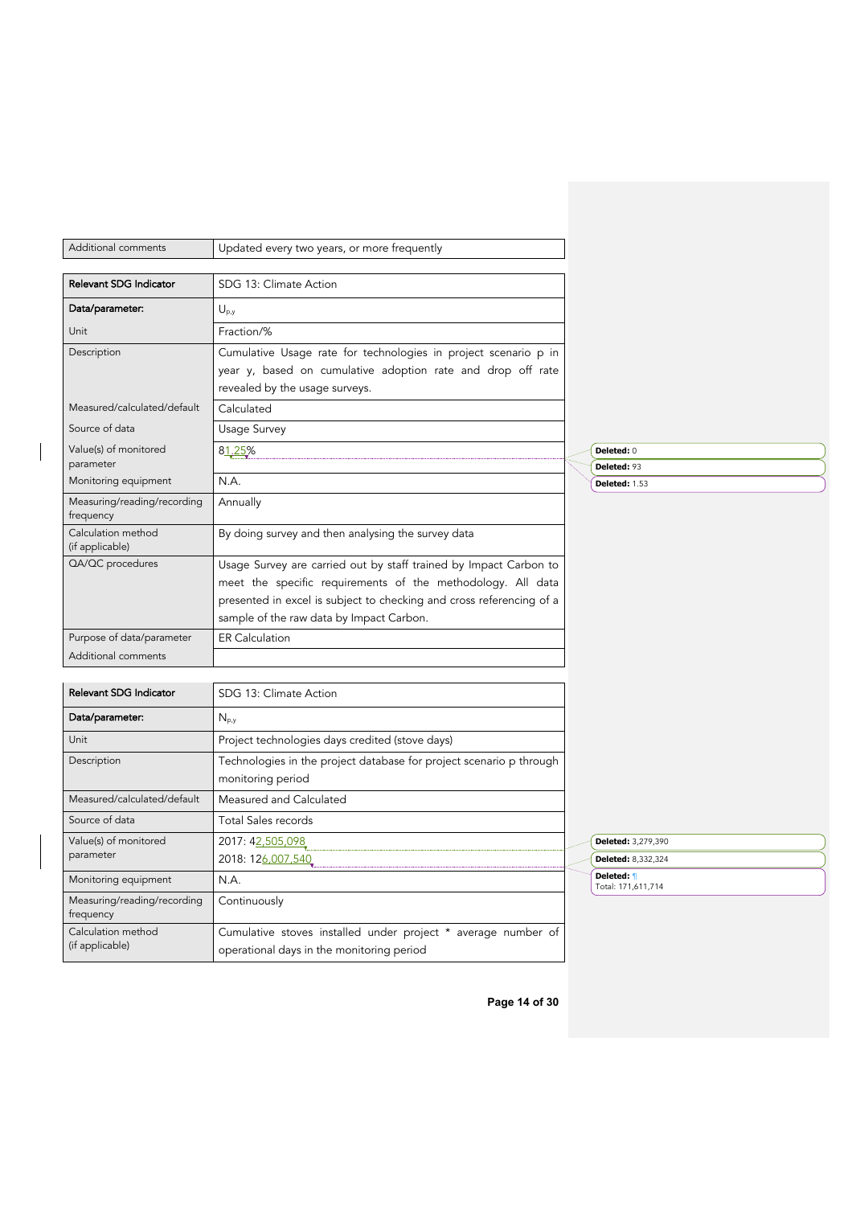| Additional comments | Updated every two years, or more frequently |
|---|---|

| Relevant SDG Indicator | SDG 13: Climate Action |
|---|---|
| **Data/parameter:** | $U_{p,y}$ |
| Unit | Fraction/% |
| Description | Cumulative Usage rate for technologies in project scenario p in year y, based on cumulative adoption rate and drop off rate revealed by the usage surveys. |
| Measured/calculated/default | Calculated |
| Source of data | Usage Survey |
| Value(s) of monitored parameter | 81.25% |
| Monitoring equipment | N.A. |
| Measuring/reading/recording frequency | Annually |
| Calculation method (if applicable) | By doing survey and then analysing the survey data |
| QA/QC procedures | Usage Survey are carried out by staff trained by Impact Carbon to meet the specific requirements of the methodology. All data presented in excel is subject to checking and cross referencing of a sample of the raw data by Impact Carbon. |
| Purpose of data/parameter | ER Calculation |
| Additional comments | |

| Relevant SDG Indicator | SDG 13: Climate Action |
|---|---|
| **Data/parameter:** | $N_{p,y}$ |
| Unit | Project technologies days credited (stove days) |
| Description | Technologies in the project database for project scenario p through monitoring period |
| Measured/calculated/default | Measured and Calculated |
| Source of data | Total Sales records |
| Value(s) of monitored parameter | 2017: 42,505,098<br>2018: 126,007,540 |
| Monitoring equipment | N.A. |
| Measuring/reading/recording frequency | Continuously |
| Calculation method (if applicable) | Cumulative stoves installed under project * average number of operational days in the monitoring period |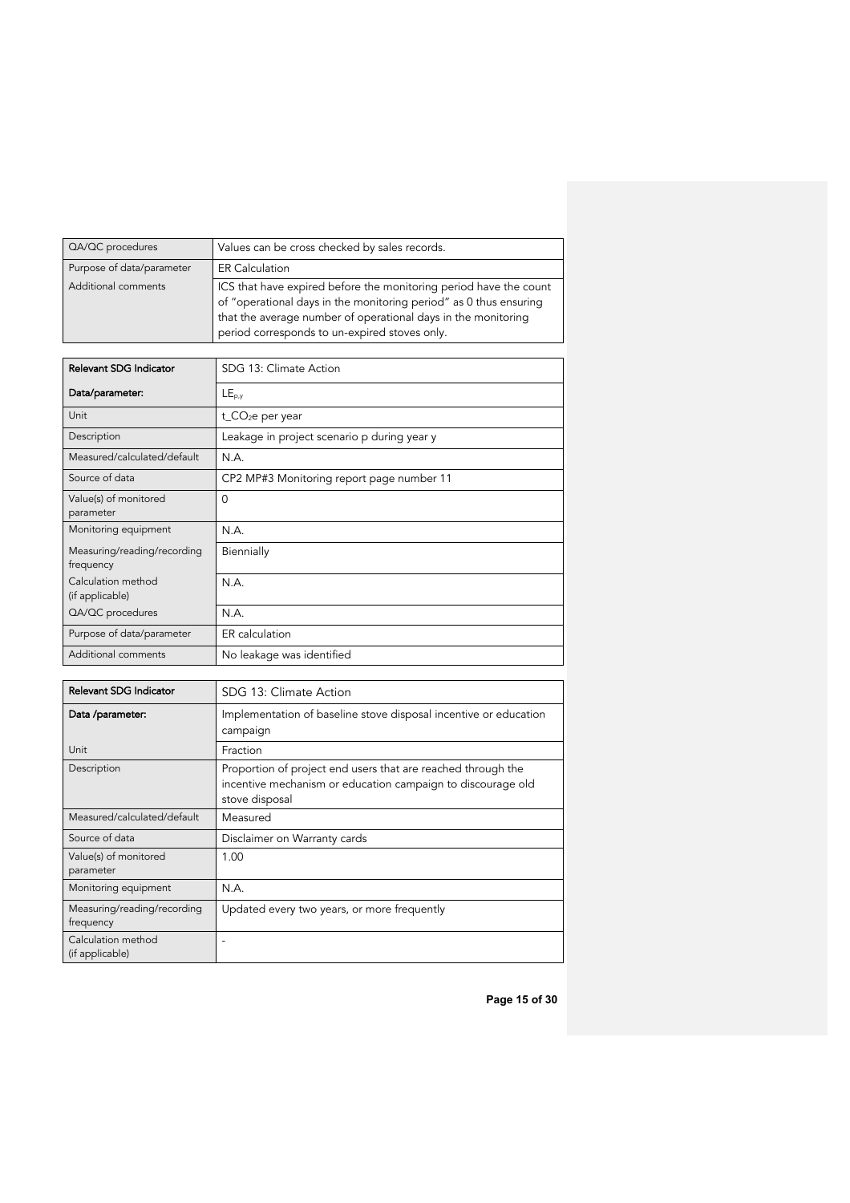| QA/QC procedures | Values can be cross checked by sales records. |
|---|---|
| Purpose of data/parameter | ER Calculation |
| Additional comments | ICS that have expired before the monitoring period have the count of "operational days in the monitoring period" as 0 thus ensuring that the average number of operational days in the monitoring period corresponds to un-expired stoves only. |

| **Relevant SDG Indicator** | SDG 13: Climate Action |
|---|---|
| **Data/parameter:** | $LE_{p,y}$ |
| Unit | t_$CO_2$e per year |
| Description | Leakage in project scenario p during year y |
| Measured/calculated/default | N.A. |
| Source of data | CP2 MP#3 Monitoring report page number 11 |
| Value(s) of monitored parameter | 0 |
| Monitoring equipment | N.A. |
| Measuring/reading/recording frequency | Biennially |
| Calculation method (if applicable) | N.A. |
| QA/QC procedures | N.A. |
| Purpose of data/parameter | ER calculation |
| Additional comments | No leakage was identified |

| **Relevant SDG Indicator** | SDG 13: Climate Action |
|---|---|
| **Data /parameter:** | Implementation of baseline stove disposal incentive or education campaign |
| Unit | Fraction |
| Description | Proportion of project end users that are reached through the incentive mechanism or education campaign to discourage old stove disposal |
| Measured/calculated/default | Measured |
| Source of data | Disclaimer on Warranty cards |
| Value(s) of monitored parameter | 1.00 |
| Monitoring equipment | N.A. |
| Measuring/reading/recording frequency | Updated every two years, or more frequently |
| Calculation method (if applicable) | - |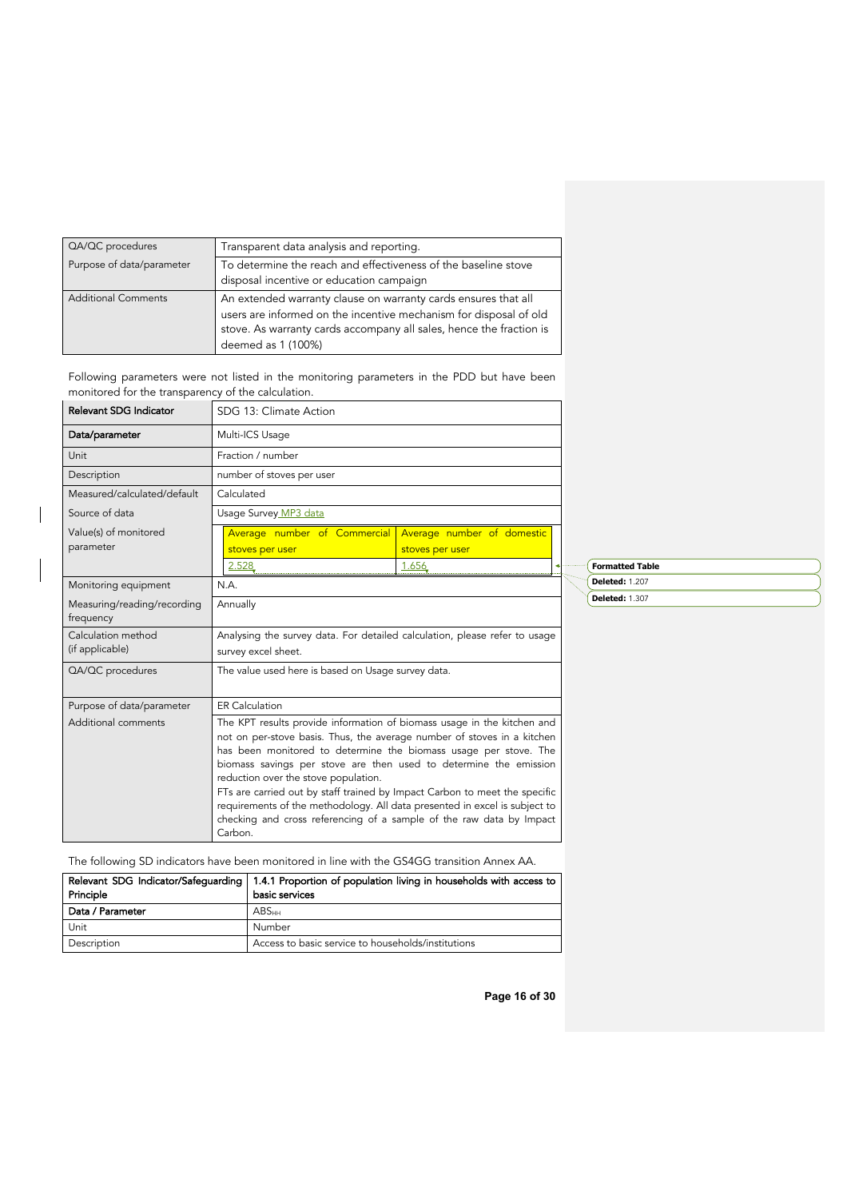| QA/QC procedures | Transparent data analysis and reporting. |
|---|---|
| Purpose of data/parameter | To determine the reach and effectiveness of the baseline stove disposal incentive or education campaign |
| Additional Comments | An extended warranty clause on warranty cards ensures that all users are informed on the incentive mechanism for disposal of old stove. As warranty cards accompany all sales, hence the fraction is deemed as 1 (100%) |

Following parameters were not listed in the monitoring parameters in the PDD but have been monitored for the transparency of the calculation.

| **Relevant SDG Indicator** | SDG 13: Climate Action |
|---|---|
| **Data/parameter** | Multi-ICS Usage |
| Unit | Fraction / number |
| Description | number of stoves per user |
| Measured/calculated/default | Calculated |
| Source of data | Usage Survey MP3 data |
| Value(s) of monitored parameter | Average number of Commercial stoves per user: 2.528; Average number of domestic stoves per user: 1.656 |
| Monitoring equipment | N.A. |
| Measuring/reading/recording frequency | Annually |
| Calculation method (if applicable) | Analysing the survey data. For detailed calculation, please refer to usage survey excel sheet. |
| QA/QC procedures | The value used here is based on Usage survey data. |
| Purpose of data/parameter | ER Calculation |
| Additional comments | The KPT results provide information of biomass usage in the kitchen and not on per-stove basis. Thus, the average number of stoves in a kitchen has been monitored to determine the biomass usage per stove. The biomass savings per stove are then used to determine the emission reduction over the stove population. FTs are carried out by staff trained by Impact Carbon to meet the specific requirements of the methodology. All data presented in excel is subject to checking and cross referencing of a sample of the raw data by Impact Carbon. |

Formatted Table

Deleted: 1.207

Deleted: 1.307

The following SD indicators have been monitored in line with the GS4GG transition Annex AA.

| **Relevant SDG Indicator/Safeguarding Principle** | **1.4.1 Proportion of population living in households with access to basic services** |
|---|---|
| **Data / Parameter** | $ABS_{HH}$ |
| Unit | Number |
| Description | Access to basic service to households/institutions |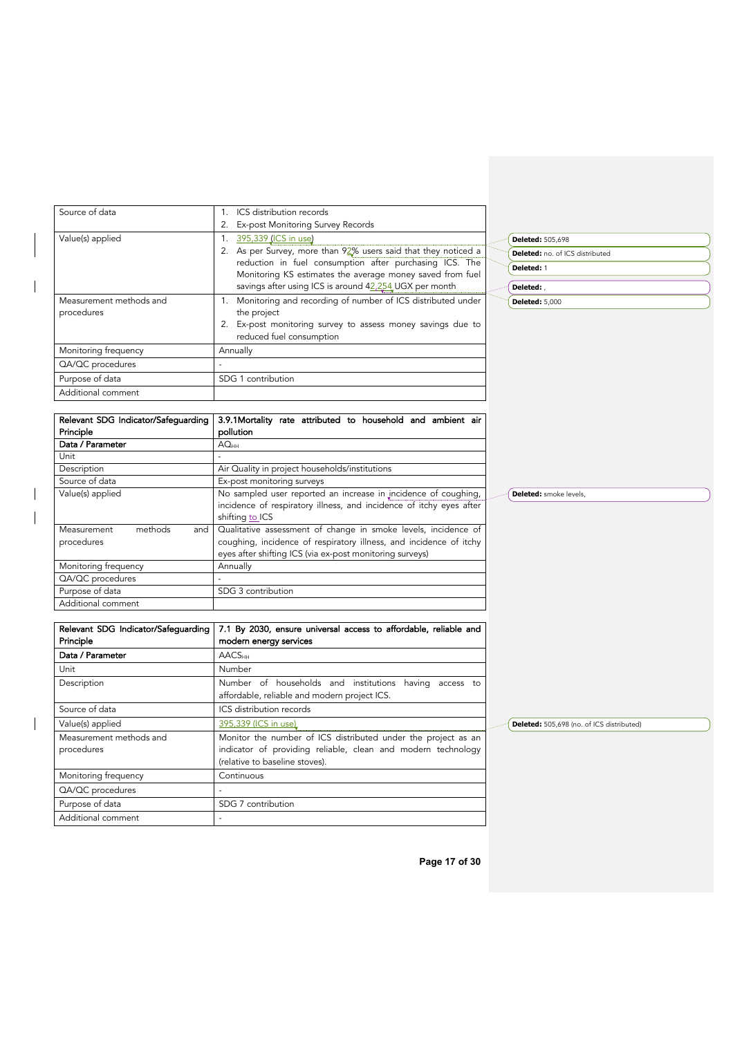| Source of data | 1. ICS distribution records<br>2. Ex-post Monitoring Survey Records |
|---|---|
| Value(s) applied | 1. 395,339 (ICS in use)<br>2. As per Survey, more than 92% users said that they noticed a reduction in fuel consumption after purchasing ICS. The Monitoring KS estimates the average money saved from fuel savings after using ICS is around 42,254 UGX per month |
| Measurement methods and procedures | 1. Monitoring and recording of number of ICS distributed under the project<br>2. Ex-post monitoring survey to assess money savings due to reduced fuel consumption |
| Monitoring frequency | Annually |
| QA/QC procedures | - |
| Purpose of data | SDG 1 contribution |
| Additional comment | |

| **Relevant SDG Indicator/Safeguarding Principle** | **3.9.1Mortality rate attributed to household and ambient air pollution** |
|---|---|
| **Data / Parameter** | $AQ_{HH}$ |
| Unit | - |
| Description | Air Quality in project households/institutions |
| Source of data | Ex-post monitoring surveys |
| Value(s) applied | No sampled user reported an increase in incidence of coughing, incidence of respiratory illness, and incidence of itchy eyes after shifting to ICS |
| Measurement methods and procedures | Qualitative assessment of change in smoke levels, incidence of coughing, incidence of respiratory illness, and incidence of itchy eyes after shifting ICS (via ex-post monitoring surveys) |
| Monitoring frequency | Annually |
| QA/QC procedures | - |
| Purpose of data | SDG 3 contribution |
| Additional comment | |

| **Relevant SDG Indicator/Safeguarding Principle** | **7.1 By 2030, ensure universal access to affordable, reliable and modern energy services** |
|---|---|
| **Data / Parameter** | $AACS_{HH}$ |
| Unit | Number |
| Description | Number of households and institutions having access to affordable, reliable and modern project ICS. |
| Source of data | ICS distribution records |
| Value(s) applied | 395,339 (ICS in use) |
| Measurement methods and procedures | Monitor the number of ICS distributed under the project as an indicator of providing reliable, clean and modern technology (relative to baseline stoves). |
| Monitoring frequency | Continuous |
| QA/QC procedures | - |
| Purpose of data | SDG 7 contribution |
| Additional comment | - |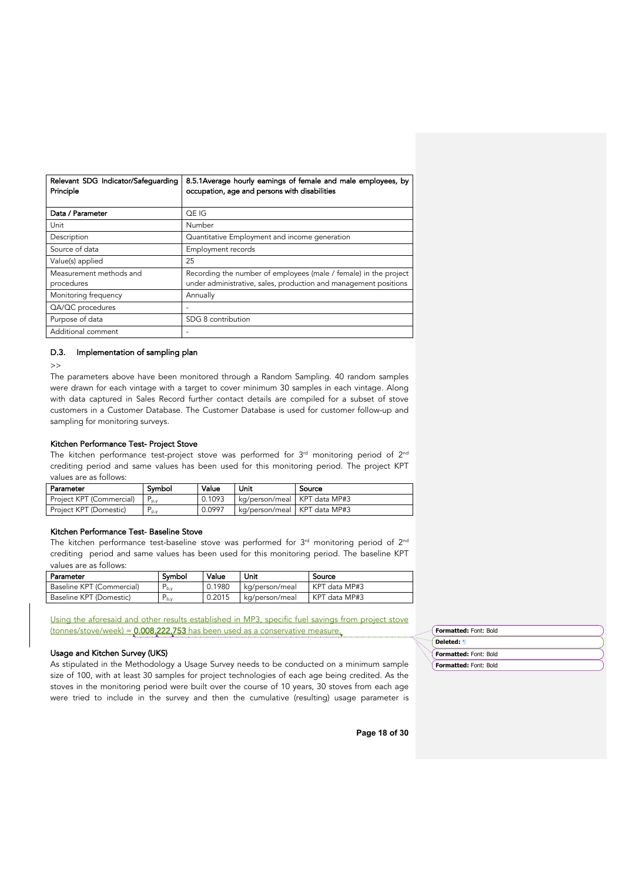| Relevant SDG Indicator/Safeguarding Principle | 8.5.1Average hourly earnings of female and male employees, by occupation, age and persons with disabilities |
|---|---|
| **Data / Parameter** | QE IG |
| Unit | Number |
| Description | Quantitative Employment and income generation |
| Source of data | Employment records |
| Value(s) applied | 25 |
| Measurement methods and procedures | Recording the number of employees (male / female) in the project under administrative, sales, production and management positions |
| Monitoring frequency | Annually |
| QA/QC procedures | - |
| Purpose of data | SDG 8 contribution |
| Additional comment | - |

### D.3. Implementation of sampling plan

>>

The parameters above have been monitored through a Random Sampling. 40 random samples were drawn for each vintage with a target to cover minimum 30 samples in each vintage. Along with data captured in Sales Record further contact details are compiled for a subset of stove customers in a Customer Database. The Customer Database is used for customer follow-up and sampling for monitoring surveys.

**Kitchen Performance Test- Project Stove**

The kitchen performance test-project stove was performed for 3rd monitoring period of 2nd crediting period and same values has been used for this monitoring period. The project KPT values are as follows:

| Parameter | Symbol | Value | Unit | Source |
|---|---|---|---|---|
| Project KPT (Commercial) | $P_{p,y}$ | 0.1093 | kg/person/meal | KPT data MP#3 |
| Project KPT (Domestic) | $P_{p,y}$ | 0.0997 | kg/person/meal | KPT data MP#3 |

**Kitchen Performance Test- Baseline Stove**

The kitchen performance test-baseline stove was performed for 3rd monitoring period of 2nd crediting period and same values has been used for this monitoring period. The baseline KPT values are as follows:

| Parameter | Symbol | Value | Unit | Source |
|---|---|---|---|---|
| Baseline KPT (Commercial) | $P_{b,y}$ | 0.1980 | kg/person/meal | KPT data MP#3 |
| Baseline KPT (Domestic) | $P_{b,y}$ | 0.2015 | kg/person/meal | KPT data MP#3 |

Using the aforesaid and other results established in MP3, specific fuel savings from project stove (tonnes/stove/week) = **0.008,222,753** has been used as a conservative measure.

**Usage and Kitchen Survey (UKS)**

As stipulated in the Methodology a Usage Survey needs to be conducted on a minimum sample size of 100, with at least 30 samples for project technologies of each age being credited. As the stoves in the monitoring period were built over the course of 10 years, 30 stoves from each age were tried to include in the survey and then the cumulative (resulting) usage parameter is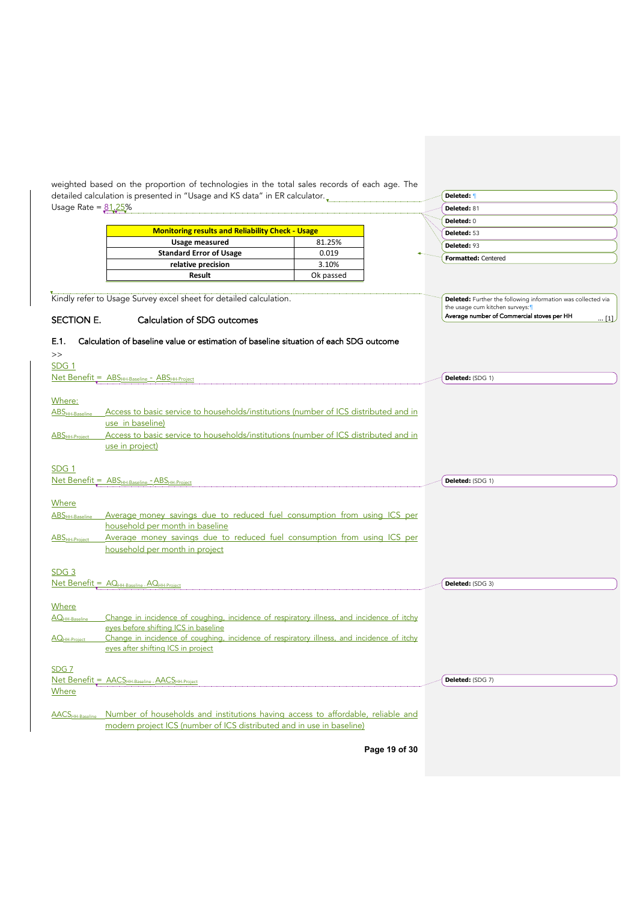weighted based on the proportion of technologies in the total sales records of each age. The detailed calculation is presented in "Usage and KS data" in ER calculator.

Usage Rate = 81.25%

| Monitoring results and Reliability Check - Usage | |
|---|---|
| Usage measured | 81.25% |
| Standard Error of Usage | 0.019 |
| relative precision | 3.10% |
| Result | Ok passed |

Kindly refer to Usage Survey excel sheet for detailed calculation.

## SECTION E. Calculation of SDG outcomes

### E.1. Calculation of baseline value or estimation of baseline situation of each SDG outcome

>>

SDG 1

Net Benefit = $ABS_{HH\text{-}Baseline} - ABS_{HH\text{-}Project}$

Where:

$ABS_{HH\text{-}Baseline}$ Access to basic service to households/institutions (number of ICS distributed and in use in baseline)

$ABS_{HH\text{-}Project}$ Access to basic service to households/institutions (number of ICS distributed and in use in project)

SDG 1

Net Benefit = $ABS_{HH\text{-}Baseline} - ABS_{HH\text{-}Project}$

Where

$ABS_{HH\text{-}Baseline}$ Average money savings due to reduced fuel consumption from using ICS per household per month in baseline

$ABS_{HH\text{-}Project}$ Average money savings due to reduced fuel consumption from using ICS per household per month in project

SDG 3

Net Benefit = $AQ_{HH\text{-}Baseline} - AQ_{HH\text{-}Project}$

Where

$AQ_{HH\text{-}Baseline}$ Change in incidence of coughing, incidence of respiratory illness, and incidence of itchy eyes before shifting ICS in baseline

$AQ_{HH\text{-}Project}$ Change in incidence of coughing, incidence of respiratory illness, and incidence of itchy eyes after shifting ICS in project

SDG 7

Net Benefit = $AACS_{HH\text{-}Baseline} - AACS_{HH\text{-}Project}$

Where

$AACS_{HH\text{-}Baseline}$ Number of households and institutions having access to affordable, reliable and modern project ICS (number of ICS distributed and in use in baseline)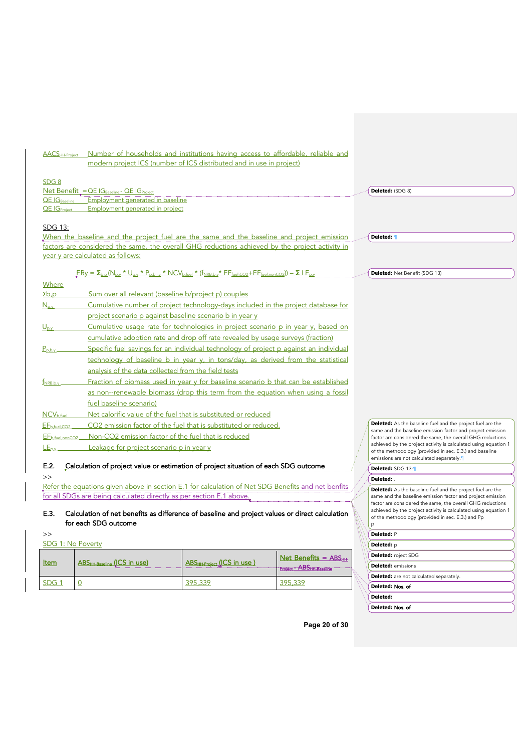$AACS_{HH-Project}$ Number of households and institutions having access to affordable, reliable and modern project ICS (number of ICS distributed and in use in project)

SDG 8

Net Benefit $= QE\ IG_{Baseline} - QE\ IG_{Project}$

$QE\ IG_{Baseline}$ Employment generated in baseline

$QE\ IG_{Project}$ Employment generated in project

SDG 13:

When the baseline and the project fuel are the same and the baseline and project emission factors are considered the same, the overall GHG reductions achieved by the project activity in year y are calculated as follows:

$$ER_y = \Sigma_{b,p}(N_{p,y} * U_{p,y} * P_{p,b,y} * NCV_{b,fuel} * (f_{NRB,b,y} * EF_{fuel,CO2} + EF_{fuel,nonCO2})) - \Sigma\ LE_{p,y}$$

Where

| | |
|---|---|
| $\Sigma b,p$ | Sum over all relevant (baseline b/project p) couples |
| $N_{p,y}$ | Cumulative number of project technology-days included in the project database for project scenario p against baseline scenario b in year y |
| $U_{p,y}$ | Cumulative usage rate for technologies in project scenario p in year y, based on cumulative adoption rate and drop off rate revealed by usage surveys (fraction) |
| $P_{p,b,y}$ | Specific fuel savings for an individual technology of project p against an individual technology of baseline b in year y, in tons/day, as derived from the statistical analysis of the data collected from the field tests |
| $f_{NRB,b,y}$ | Fraction of biomass used in year y for baseline scenario b that can be established as non--renewable biomass (drop this term from the equation when using a fossil fuel baseline scenario) |
| $NCV_{b,fuel}$ | Net calorific value of the fuel that is substituted or reduced |
| $EF_{b,fuel,CO2}$ | CO2 emission factor of the fuel that is substituted or reduced. |
| $EF_{b,fuel,nonCO2}$ | Non-CO2 emission factor of the fuel that is reduced |
| $LE_{p,y}$ | Leakage for project scenario p in year y |

## E.2. Calculation of project value or estimation of project situation of each SDG outcome

>>

Refer the equations given above in section E.1 for calculation of Net SDG Benefits and net benfits for all SDGs are being calculated directly as per section E.1 above.

## E.3. Calculation of net benefits as difference of baseline and project values or direct calculation for each SDG outcome

>>

SDG 1: No Poverty

| Item | $ABS_{HH-Baseline}$ (ICS in use) | $ABS_{HH-Project}$ (ICS in use) | Net Benefits $= ABS_{HH-Project} - ABS_{HH-Baseline}$ |
|---|---|---|---|
| SDG 1 | 0 | 395,339 | 395,339 |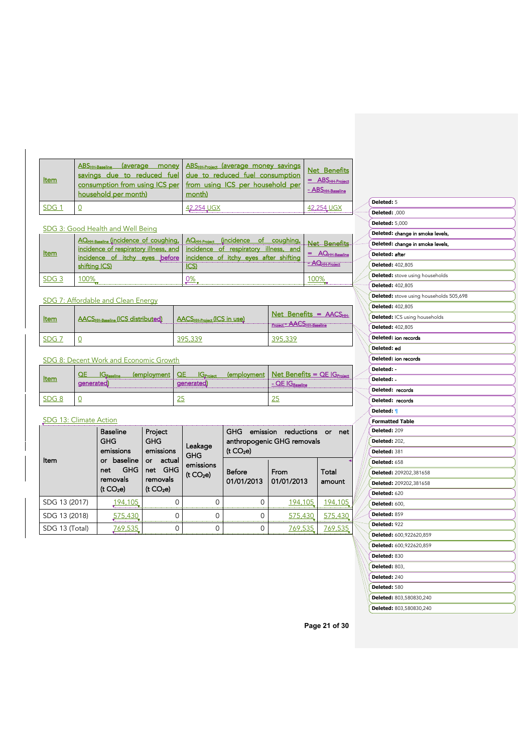| Item | $ABS_{HH-Baseline}$ (average money savings due to reduced fuel consumption from using ICS per household per month) | $ABS_{HH-Project}$ (average money savings due to reduced fuel consumption from using ICS per household per month) | Net Benefits = $ABS_{HH-Project}$ - $ABS_{HH-Baseline}$ |
|---|---|---|---|
| SDG 1 | 0 | 42,254 UGX | 42,254 UGX |

SDG 3: Good Health and Well Being

| Item | $AQ_{HH-Baseline}$ (incidence of coughing, incidence of respiratory illness, and incidence of itchy eyes before shifting ICS) | $AQ_{HH-Project}$ (incidence of coughing, incidence of respiratory illness, and incidence of itchy eyes after shifting ICS) | Net Benefits = $AQ_{HH-Baseline}$ - $AQ_{HH-Project}$ |
|---|---|---|---|
| SDG 3 | 100% | 0% | 100% |

SDG 7: Affordable and Clean Energy

| Item | $AACS_{HH-Baseline}$ (ICS distributed) | $AACS_{HH-Project}$ (ICS in use) | Net Benefits = $AACS_{HH-Project}$ - $AACS_{HH-Baseline}$ |
|---|---|---|---|
| SDG 7 | 0 | 395,339 | 395,339 |

SDG 8: Decent Work and Economic Growth

| Item | QE $IG_{Baseline}$ (employment generated) | QE $IG_{Project}$ (employment generated) | Net Benefits = QE $IG_{Project}$ - QE $IG_{Baseline}$ |
|---|---|---|---|
| SDG 8 | 0 | 25 | 25 |

SDG 13: Climate Action

| Item | Baseline GHG emissions or baseline net GHG removals (t $CO_2$e) | Project GHG emissions or actual net GHG removals (t $CO_2$e) | Leakage GHG emissions (t $CO_2$e) | GHG emission reductions or net anthropogenic GHG removals (t $CO_2$e) | | |
|---|---|---|---|---|---|---|
| | | | | Before 01/01/2013 | From 01/01/2013 | Total amount |
| SDG 13 (2017) | 194,105 | 0 | 0 | 0 | 194,105 | 194,105 |
| SDG 13 (2018) | 575,430 | 0 | 0 | 0 | 575,430 | 575,430 |
| SDG 13 (Total) | 769,535 | 0 | 0 | 0 | 769,535 | 769,535 |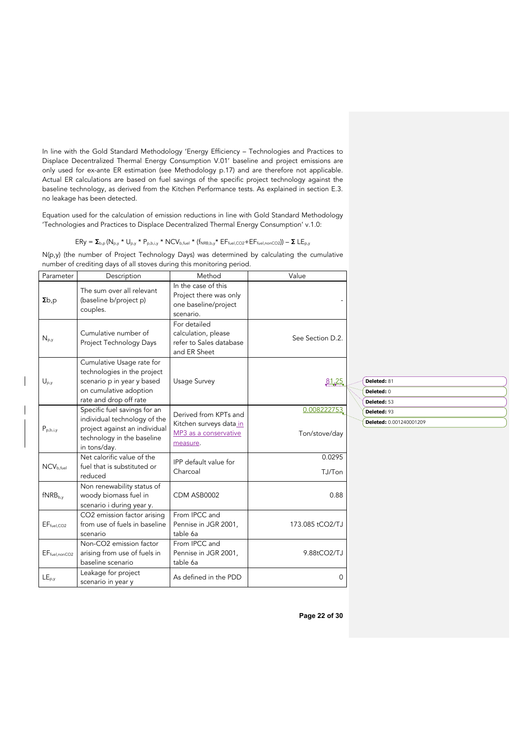In line with the Gold Standard Methodology 'Energy Efficiency – Technologies and Practices to Displace Decentralized Thermal Energy Consumption V.01' baseline and project emissions are only used for ex-ante ER estimation (see Methodology p.17) and are therefore not applicable. Actual ER calculations are based on fuel savings of the specific project technology against the baseline technology, as derived from the Kitchen Performance tests. As explained in section E.3. no leakage has been detected.

Equation used for the calculation of emission reductions in line with Gold Standard Methodology 'Technologies and Practices to Displace Decentralized Thermal Energy Consumption' v.1.0:

$$ERy = \Sigma_{b,p} (N_{p,y} * U_{p,y} * P_{p,b,i,y} * NCV_{b,fuel} * (f_{NRB,b,y} * EF_{fuel,CO2} + EF_{fuel,nonCO2})) - \Sigma LE_{p,y}$$

N(p,y) (the number of Project Technology Days) was determined by calculating the cumulative number of crediting days of all stoves during this monitoring period.

| Parameter | Description | Method | Value |
|---|---|---|---|
| $\Sigma b,p$ | The sum over all relevant (baseline b/project p) couples. | In the case of this Project there was only one baseline/project scenario. | - |
| $N_{p,y}$ | Cumulative number of Project Technology Days | For detailed calculation, please refer to Sales database and ER Sheet | See Section D.2. |
| $U_{p,y}$ | Cumulative Usage rate for technologies in the project scenario p in year y based on cumulative adoption rate and drop off rate | Usage Survey | 81,25 |
| $P_{p,b,i,y}$ | Specific fuel savings for an individual technology of the project against an individual technology in the baseline in tons/day. | Derived from KPTs and Kitchen surveys data in MP3 as a conservative measure. | 0.008222753 Ton/stove/day |
| $NCV_{b,fuel}$ | Net calorific value of the fuel that is substituted or reduced | IPP default value for Charcoal | 0.0295 TJ/Ton |
| $fNRB_{b,y}$ | Non renewability status of woody biomass fuel in scenario i during year y. | CDM ASB0002 | 0.88 |
| $EF_{fuel,CO2}$ | CO2 emission factor arising from use of fuels in baseline scenario | From IPCC and Pennise in JGR 2001, table 6a | 173.085 tCO2/TJ |
| $EF_{fuel,nonCO2}$ | Non-CO2 emission factor arising from use of fuels in baseline scenario | From IPCC and Pennise in JGR 2001, table 6a | 9.88tCO2/TJ |
| $LE_{p,y}$ | Leakage for project scenario in year y | As defined in the PDD | 0 |

Deleted: 81
Deleted: 0
Deleted: 53
Deleted: 93
Deleted: 0.001240001209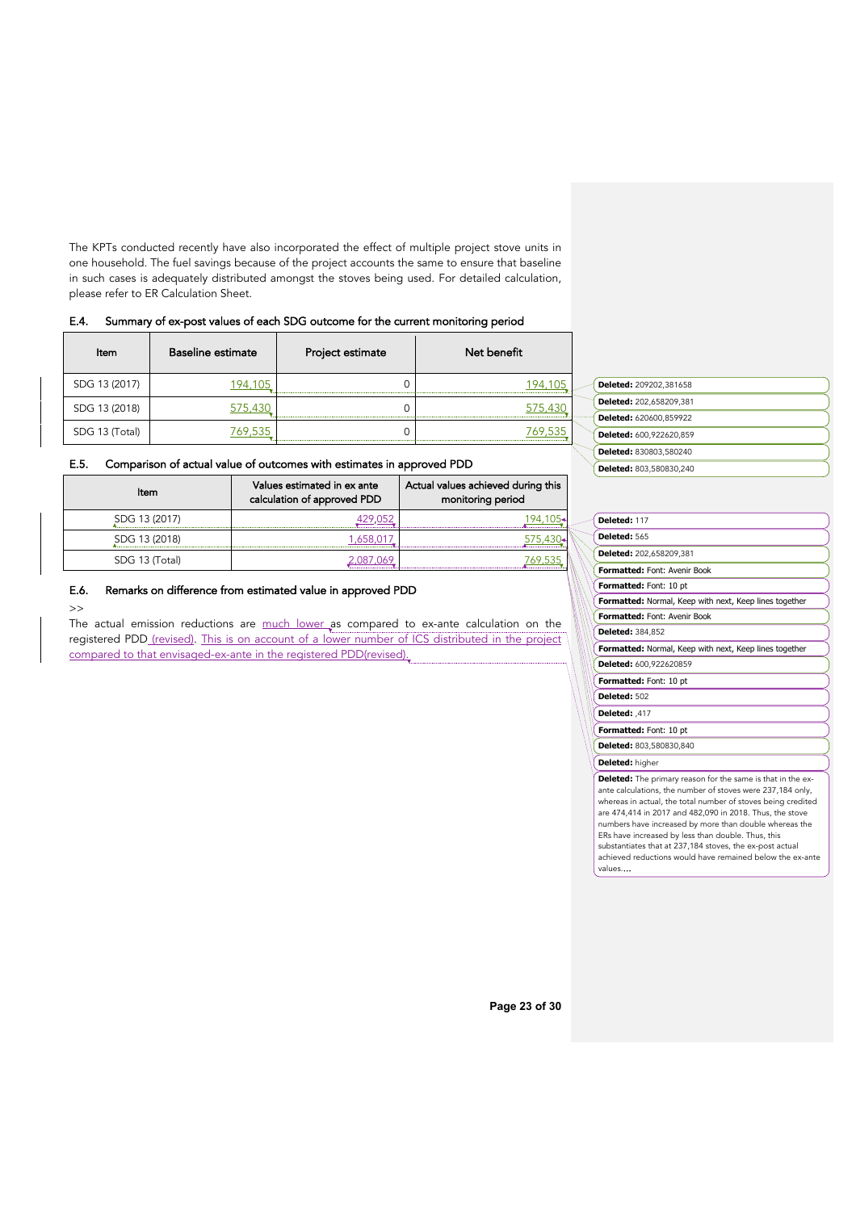The KPTs conducted recently have also incorporated the effect of multiple project stove units in one household. The fuel savings because of the project accounts the same to ensure that baseline in such cases is adequately distributed amongst the stoves being used. For detailed calculation, please refer to ER Calculation Sheet.

### E.4. Summary of ex-post values of each SDG outcome for the current monitoring period

| Item | Baseline estimate | Project estimate | Net benefit |
|---|---|---|---|
| SDG 13 (2017) | 194,105 | 0 | 194,105 |
| SDG 13 (2018) | 575,430 | 0 | 575,430 |
| SDG 13 (Total) | 769,535 | 0 | 769,535 |

### E.5. Comparison of actual value of outcomes with estimates in approved PDD

| Item | Values estimated in ex ante calculation of approved PDD | Actual values achieved during this monitoring period |
|---|---|---|
| SDG 13 (2017) | 429,052 | 194,105 |
| SDG 13 (2018) | 1,658,017 | 575,430 |
| SDG 13 (Total) | 2,087,069 | 769,535 |

### E.6. Remarks on difference from estimated value in approved PDD

>>

The actual emission reductions are much lower as compared to ex-ante calculation on the registered PDD (revised). This is on account of a lower number of ICS distributed in the project compared to that envisaged-ex-ante in the registered PDD(revised).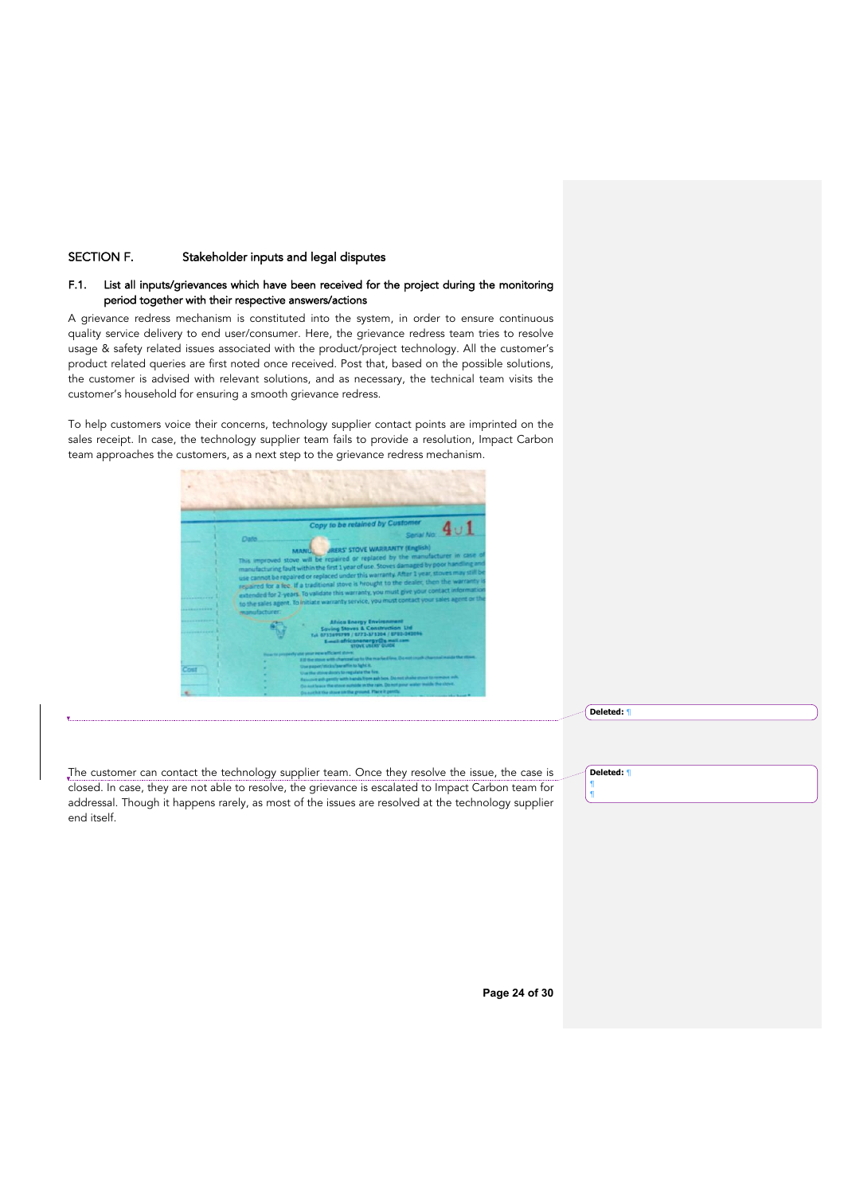## SECTION F. Stakeholder inputs and legal disputes

### F.1. List all inputs/grievances which have been received for the project during the monitoring period together with their respective answers/actions

A grievance redress mechanism is constituted into the system, in order to ensure continuous quality service delivery to end user/consumer. Here, the grievance redress team tries to resolve usage & safety related issues associated with the product/project technology. All the customer's product related queries are first noted once received. Post that, based on the possible solutions, the customer is advised with relevant solutions, and as necessary, the technical team visits the customer's household for ensuring a smooth grievance redress.

To help customers voice their concerns, technology supplier contact points are imprinted on the sales receipt. In case, the technology supplier team fails to provide a resolution, Impact Carbon team approaches the customers, as a next step to the grievance redress mechanism.

The customer can contact the technology supplier team. Once they resolve the issue, the case is closed. In case, they are not able to resolve, the grievance is escalated to Impact Carbon team for addressal. Though it happens rarely, as most of the issues are resolved at the technology supplier end itself.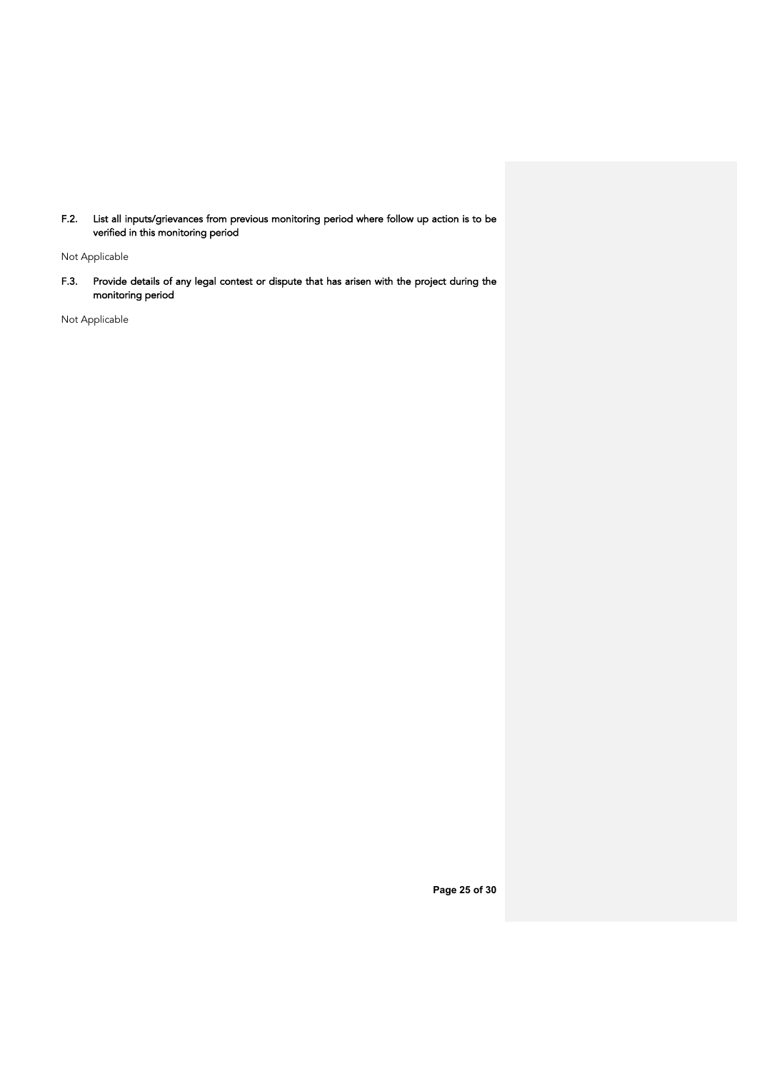### F.2. List all inputs/grievances from previous monitoring period where follow up action is to be verified in this monitoring period

Not Applicable

### F.3. Provide details of any legal contest or dispute that has arisen with the project during the monitoring period

Not Applicable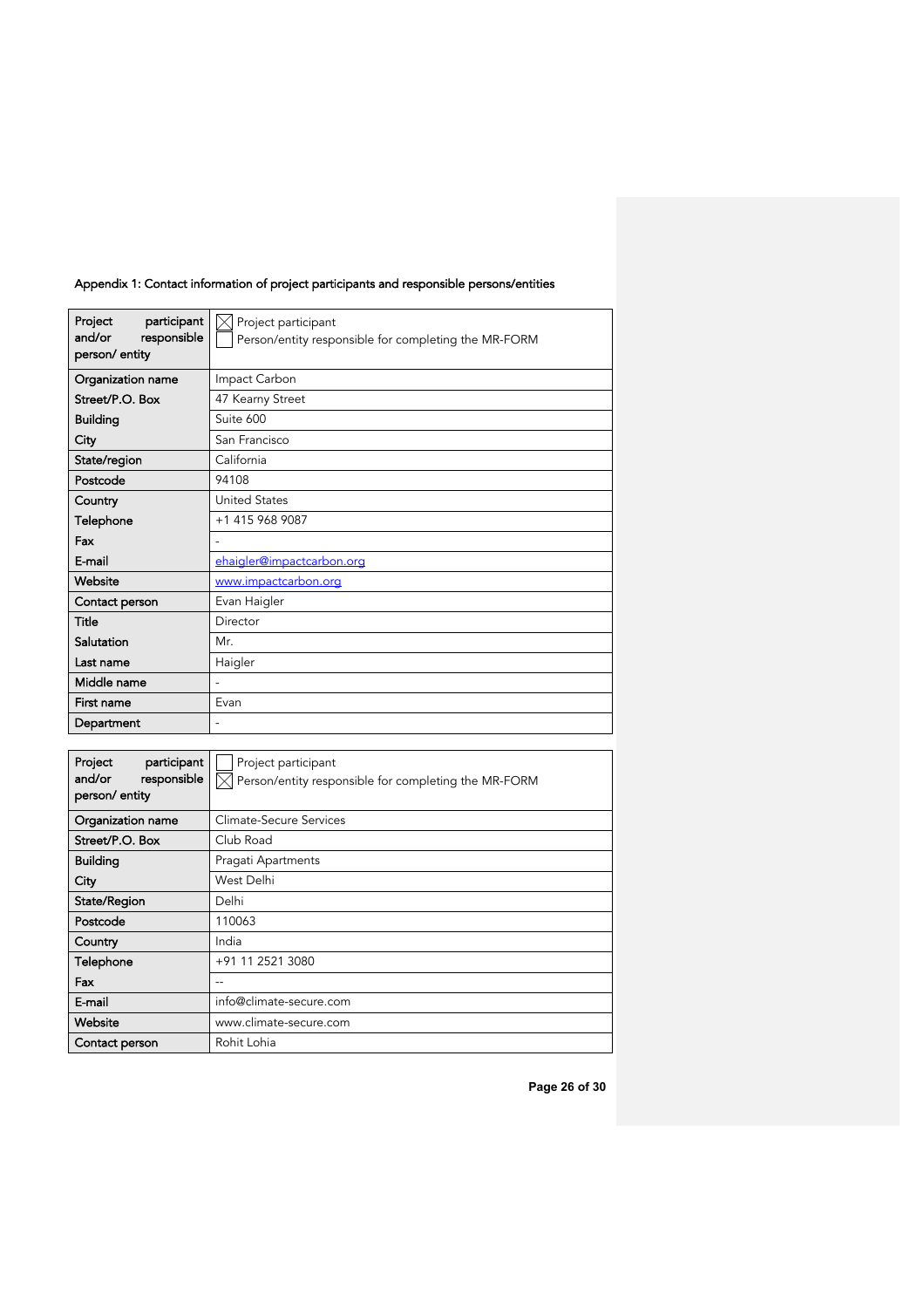Appendix 1: Contact information of project participants and responsible persons/entities

| Project participant and/or responsible person/ entity | ☒ Project participant<br>☐ Person/entity responsible for completing the MR-FORM |
|---|---|
| Organization name | Impact Carbon |
| Street/P.O. Box | 47 Kearny Street |
| Building | Suite 600 |
| City | San Francisco |
| State/region | California |
| Postcode | 94108 |
| Country | United States |
| Telephone | +1 415 968 9087 |
| Fax | - |
| E-mail | ehaigler@impactcarbon.org |
| Website | www.impactcarbon.org |
| Contact person | Evan Haigler |
| Title | Director |
| Salutation | Mr. |
| Last name | Haigler |
| Middle name | - |
| First name | Evan |
| Department | - |

| Project participant and/or responsible person/ entity | ☐ Project participant<br>☒ Person/entity responsible for completing the MR-FORM |
|---|---|
| Organization name | Climate-Secure Services |
| Street/P.O. Box | Club Road |
| Building | Pragati Apartments |
| City | West Delhi |
| State/Region | Delhi |
| Postcode | 110063 |
| Country | India |
| Telephone | +91 11 2521 3080 |
| Fax | -- |
| E-mail | info@climate-secure.com |
| Website | www.climate-secure.com |
| Contact person | Rohit Lohia |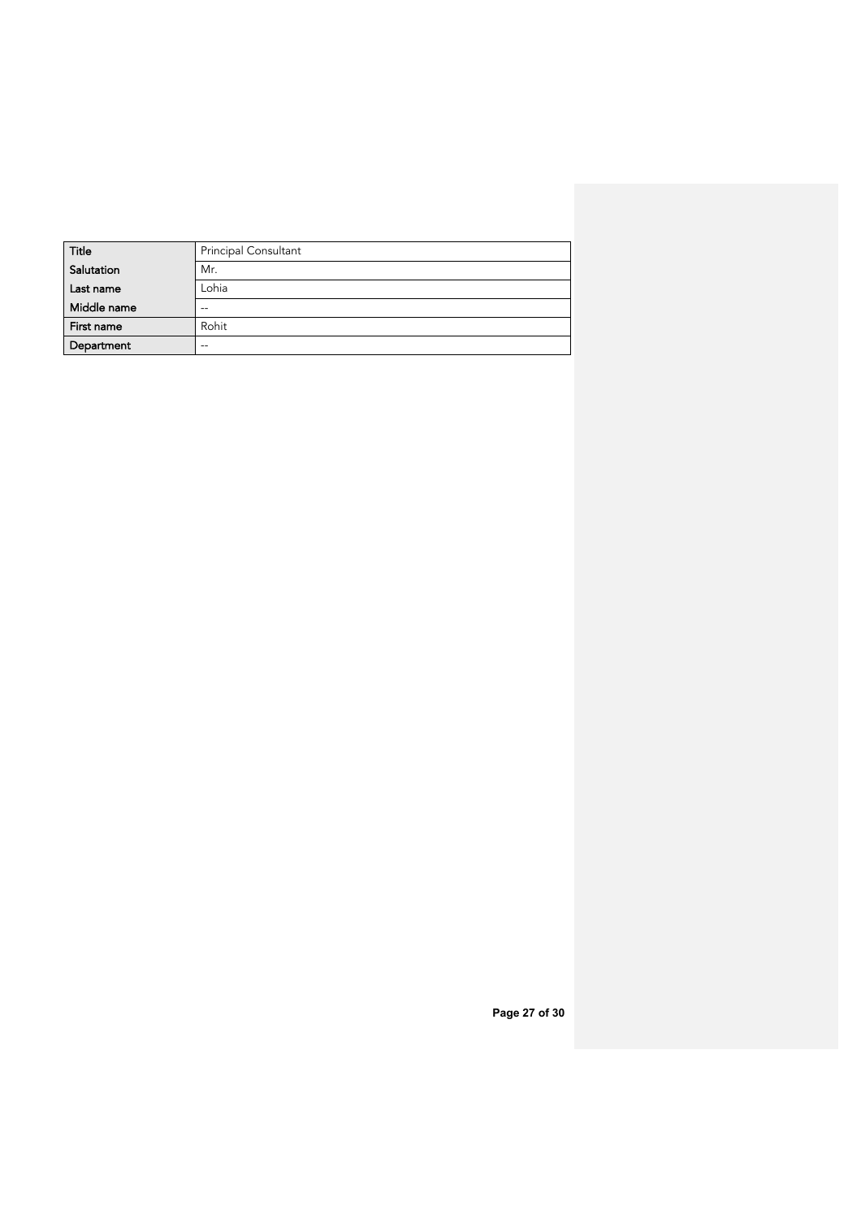| Title | Principal Consultant |
| --- | --- |
| Salutation | Mr. |
| Last name | Lohia |
| Middle name | -- |
| First name | Rohit |
| Department | -- |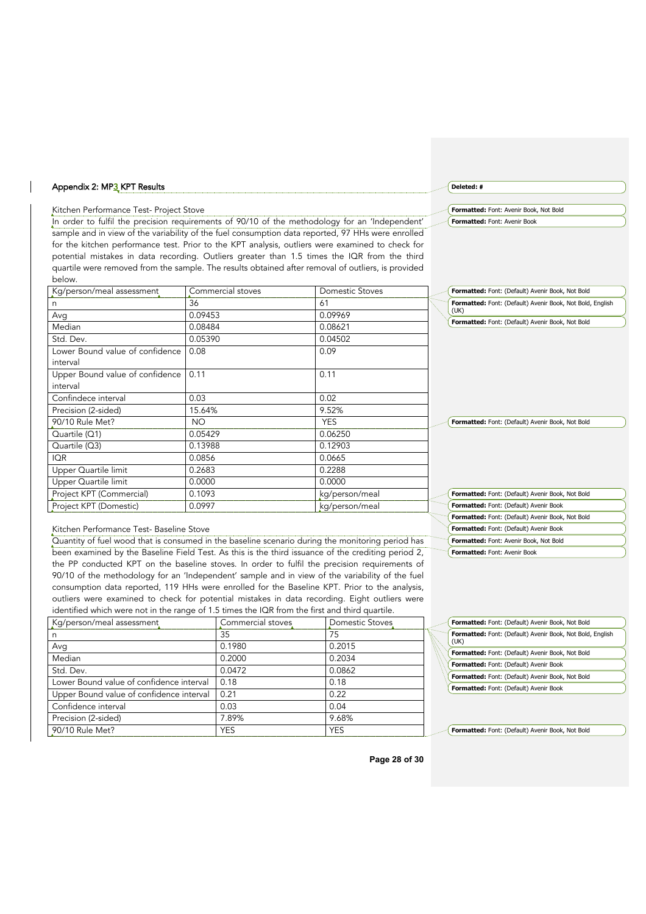## Appendix 2: MP3 KPT Results

Kitchen Performance Test- Project Stove

In order to fulfil the precision requirements of 90/10 of the methodology for an 'Independent' sample and in view of the variability of the fuel consumption data reported, 97 HHs were enrolled for the kitchen performance test. Prior to the KPT analysis, outliers were examined to check for potential mistakes in data recording. Outliers greater than 1.5 times the IQR from the third quartile were removed from the sample. The results obtained after removal of outliers, is provided below.

| Kg/person/meal assessment | Commercial stoves | Domestic Stoves |
|---|---|---|
| n | 36 | 61 |
| Avg | 0.09453 | 0.09969 |
| Median | 0.08484 | 0.08621 |
| Std. Dev. | 0.05390 | 0.04502 |
| Lower Bound value of confidence interval | 0.08 | 0.09 |
| Upper Bound value of confidence interval | 0.11 | 0.11 |
| Confindece interval | 0.03 | 0.02 |
| Precision (2-sided) | 15.64% | 9.52% |
| 90/10 Rule Met? | NO | YES |
| Quartile (Q1) | 0.05429 | 0.06250 |
| Quartile (Q3) | 0.13988 | 0.12903 |
| IQR | 0.0856 | 0.0665 |
| Upper Quartile limit | 0.2683 | 0.2288 |
| Upper Quartile limit | 0.0000 | 0.0000 |
| Project KPT (Commercial) | 0.1093 | kg/person/meal |
| Project KPT (Domestic) | 0.0997 | kg/person/meal |

Kitchen Performance Test- Baseline Stove

Quantity of fuel wood that is consumed in the baseline scenario during the monitoring period has been examined by the Baseline Field Test. As this is the third issuance of the crediting period 2, the PP conducted KPT on the baseline stoves. In order to fulfil the precision requirements of 90/10 of the methodology for an 'Independent' sample and in view of the variability of the fuel consumption data reported, 119 HHs were enrolled for the Baseline KPT. Prior to the analysis, outliers were examined to check for potential mistakes in data recording. Eight outliers were identified which were not in the range of 1.5 times the IQR from the first and third quartile.

| Kg/person/meal assessment | Commercial stoves | Domestic Stoves |
|---|---|---|
| n | 35 | 75 |
| Avg | 0.1980 | 0.2015 |
| Median | 0.2000 | 0.2034 |
| Std. Dev. | 0.0472 | 0.0862 |
| Lower Bound value of confidence interval | 0.18 | 0.18 |
| Upper Bound value of confidence interval | 0.21 | 0.22 |
| Confidence interval | 0.03 | 0.04 |
| Precision (2-sided) | 7.89% | 9.68% |
| 90/10 Rule Met? | YES | YES |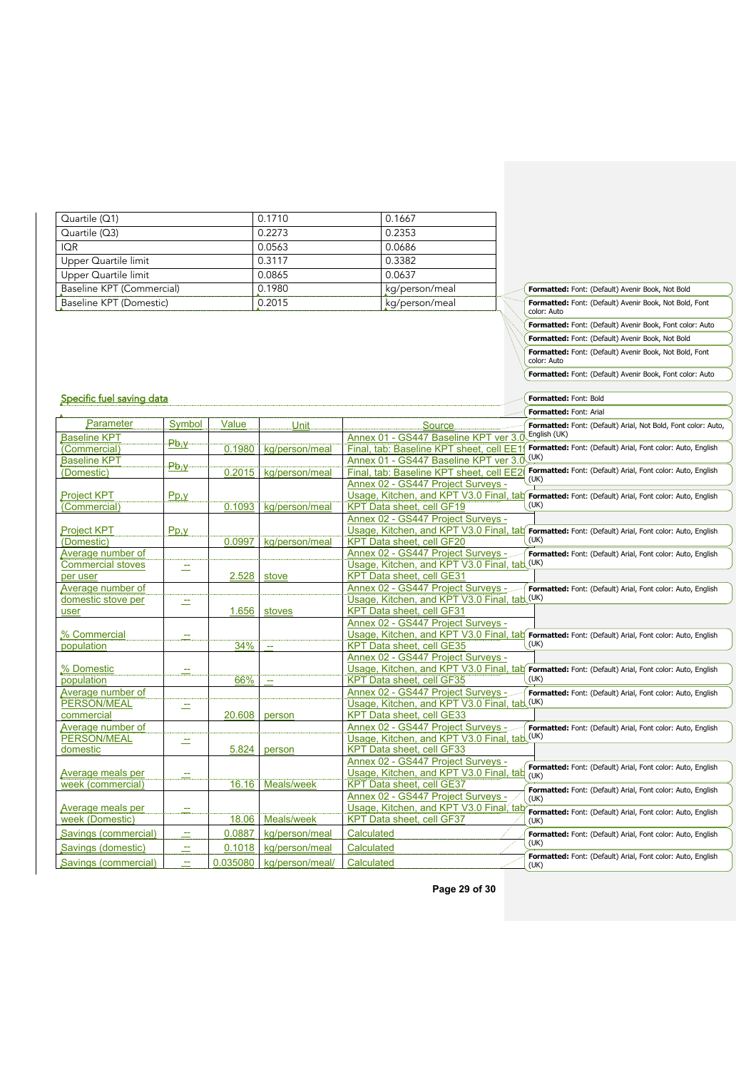| | | |
|---|---|---|
| Quartile (Q1) | 0.1710 | 0.1667 |
| Quartile (Q3) | 0.2273 | 0.2353 |
| IQR | 0.0563 | 0.0686 |
| Upper Quartile limit | 0.3117 | 0.3382 |
| Upper Quartile limit | 0.0865 | 0.0637 |
| Baseline KPT (Commercial) | 0.1980 | kg/person/meal |
| Baseline KPT (Domestic) | 0.2015 | kg/person/meal |

## Specific fuel saving data

| Parameter | Symbol | Value | Unit | Source |
|---|---|---|---|---|
| Baseline KPT (Commercial) | $P_{b,y}$ | 0.1980 | kg/person/meal | Annex 01 - GS447 Baseline KPT ver 3.0 Final, tab: Baseline KPT sheet, cell EE19 |
| Baseline KPT (Domestic) | $P_{b,y}$ | 0.2015 | kg/person/meal | Annex 01 - GS447 Baseline KPT ver 3.0 Final, tab: Baseline KPT sheet, cell EE20 |
| Project KPT (Commercial) | $P_{p,y}$ | 0.1093 | kg/person/meal | Annex 02 - GS447 Project Surveys - Usage, Kitchen, and KPT V3.0 Final, tab KPT Data sheet, cell GF19 |
| Project KPT (Domestic) | $P_{p,y}$ | 0.0997 | kg/person/meal | Annex 02 - GS447 Project Surveys - Usage, Kitchen, and KPT V3.0 Final, tab KPT Data sheet, cell GF20 |
| Average number of Commercial stoves per user | -- | 2.528 | stove | Annex 02 - GS447 Project Surveys - Usage, Kitchen, and KPT V3.0 Final, tab KPT Data sheet, cell GE31 |
| Average number of domestic stove per user | -- | 1.656 | stoves | Annex 02 - GS447 Project Surveys - Usage, Kitchen, and KPT V3.0 Final, tab KPT Data sheet, cell GF31 |
| % Commercial population | -- | 34% | -- | Annex 02 - GS447 Project Surveys - Usage, Kitchen, and KPT V3.0 Final, tab KPT Data sheet, cell GE35 |
| % Domestic population | -- | 66% | -- | Annex 02 - GS447 Project Surveys - Usage, Kitchen, and KPT V3.0 Final, tab KPT Data sheet, cell GF35 |
| Average number of PERSON/MEAL commercial | -- | 20.608 | person | Annex 02 - GS447 Project Surveys - Usage, Kitchen, and KPT V3.0 Final, tab KPT Data sheet, cell GE33 |
| Average number of PERSON/MEAL domestic | -- | 5.824 | person | Annex 02 - GS447 Project Surveys - Usage, Kitchen, and KPT V3.0 Final, tab KPT Data sheet, cell GF33 |
| Average meals per week (commercial) | -- | 16.16 | Meals/week | Annex 02 - GS447 Project Surveys - Usage, Kitchen, and KPT V3.0 Final, tab KPT Data sheet, cell GE37 |
| Average meals per week (Domestic) | -- | 18.06 | Meals/week | Annex 02 - GS447 Project Surveys - Usage, Kitchen, and KPT V3.0 Final, tab KPT Data sheet, cell GF37 |
| Savings (commercial) | -- | 0.0887 | kg/person/meal | Calculated |
| Savings (domestic) | -- | 0.1018 | kg/person/meal | Calculated |
| Savings (commercial) | -- | 0.035080 | kg/person/meal/ | Calculated |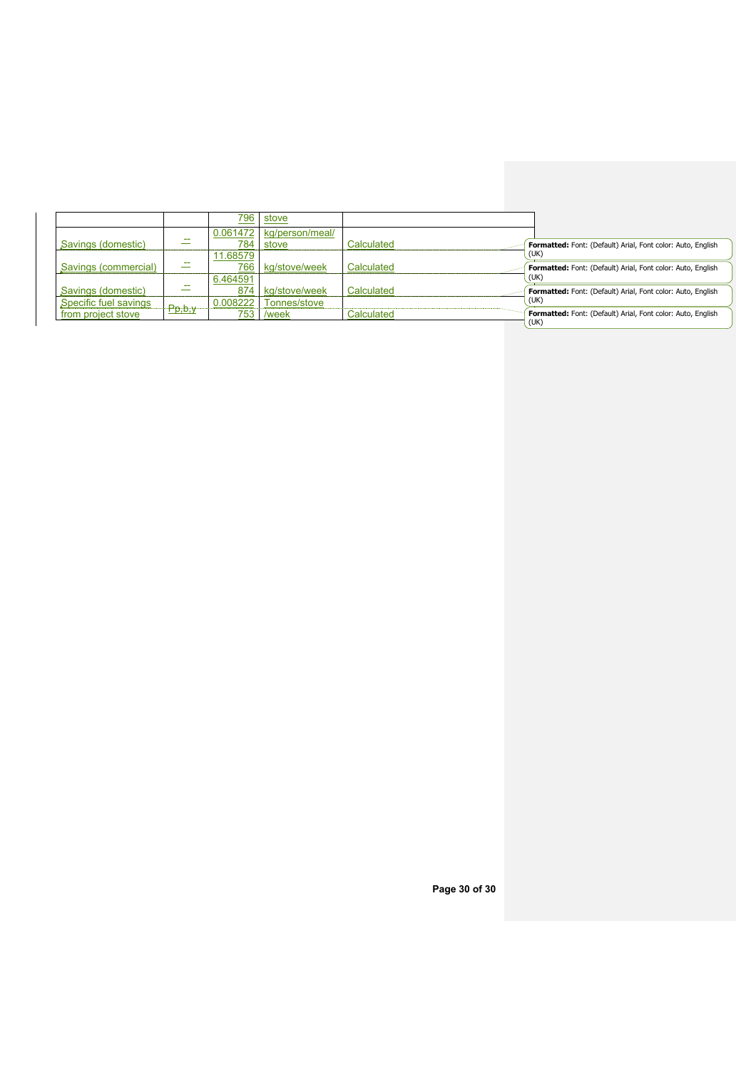| | | 796 | stove | |
|---|---|---|---|---|
| Savings (domestic) | -- | 0.061472784 | kg/person/meal/stove | Calculated |
| Savings (commercial) | -- | 11.68579766 | kg/stove/week | Calculated |
| Savings (domestic) | -- | 6.464591874 | kg/stove/week | Calculated |
| Specific fuel savings from project stove | Pp,b,y | 0.008222753 | Tonnes/stove/week | Calculated |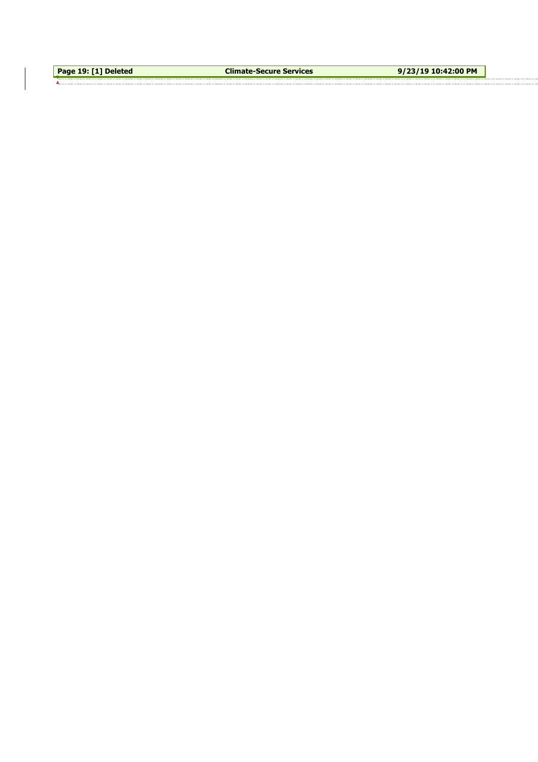| Page 19: [1] Deleted | Climate-Secure Services | 9/23/19 10:42:00 PM |
| --- | --- | --- |